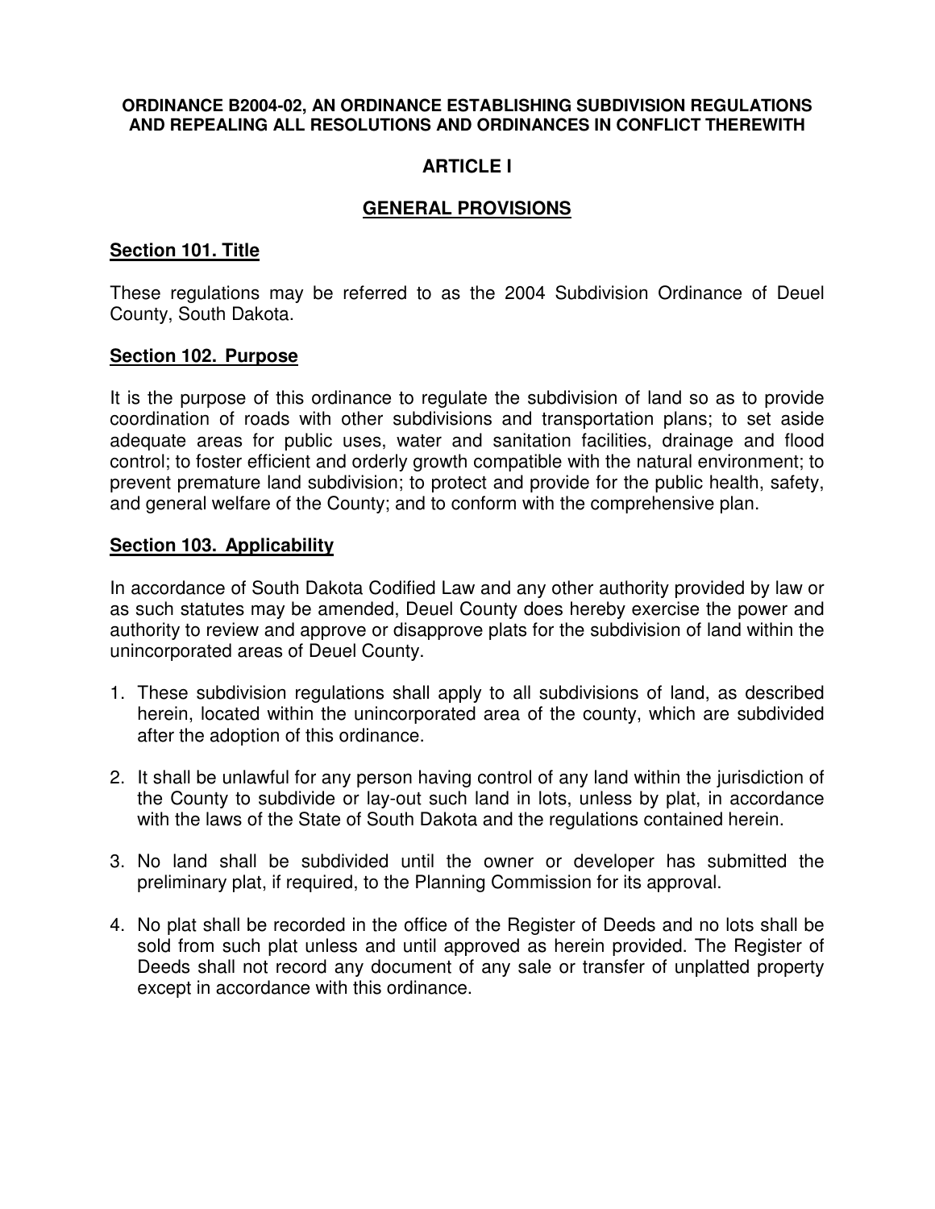**ORDINANCE B2004-02, AN ORDINANCE ESTABLISHING SUBDIVISION REGULATIONS AND REPEALING ALL RESOLUTIONS AND ORDINANCES IN CONFLICT THEREWITH**

# ARTICLE I

## GENERAL PROVISIONS

### Section 101. Title

These regulations may be referred to as the 2004 Subdivision Ordinance of Deuel County, South Dakota.

### Section 102. Purpose

It is the purpose of this ordinance to regulate the subdivision of land so as to provide coordination of roads with other subdivisions and transportation plans; to set aside adequate areas for public uses, water and sanitation facilities, drainage and flood control; to foster efficient and orderly growth compatible with the natural environment; to prevent premature land subdivision; to protect and provide for the public health, safety, and general welfare of the County; and to conform with the comprehensive plan.

### Section 103. Applicability

In accordance of South Dakota Codified Law and any other authority provided by law or as such statutes may be amended, Deuel County does hereby exercise the power and authority to review and approve or disapprove plats for the subdivision of land within the unincorporated areas of Deuel County.

1. These subdivision regulations shall apply to all subdivisions of land, as described herein, located within the unincorporated area of the county, which are subdivided after the adoption of this ordinance.

2. It shall be unlawful for any person having control of any land within the jurisdiction of the County to subdivide or lay-out such land in lots, unless by plat, in accordance with the laws of the State of South Dakota and the regulations contained herein.

3. No land shall be subdivided until the owner or developer has submitted the preliminary plat, if required, to the Planning Commission for its approval.

4. No plat shall be recorded in the office of the Register of Deeds and no lots shall be sold from such plat unless and until approved as herein provided. The Register of Deeds shall not record any document of any sale or transfer of unplatted property except in accordance with this ordinance.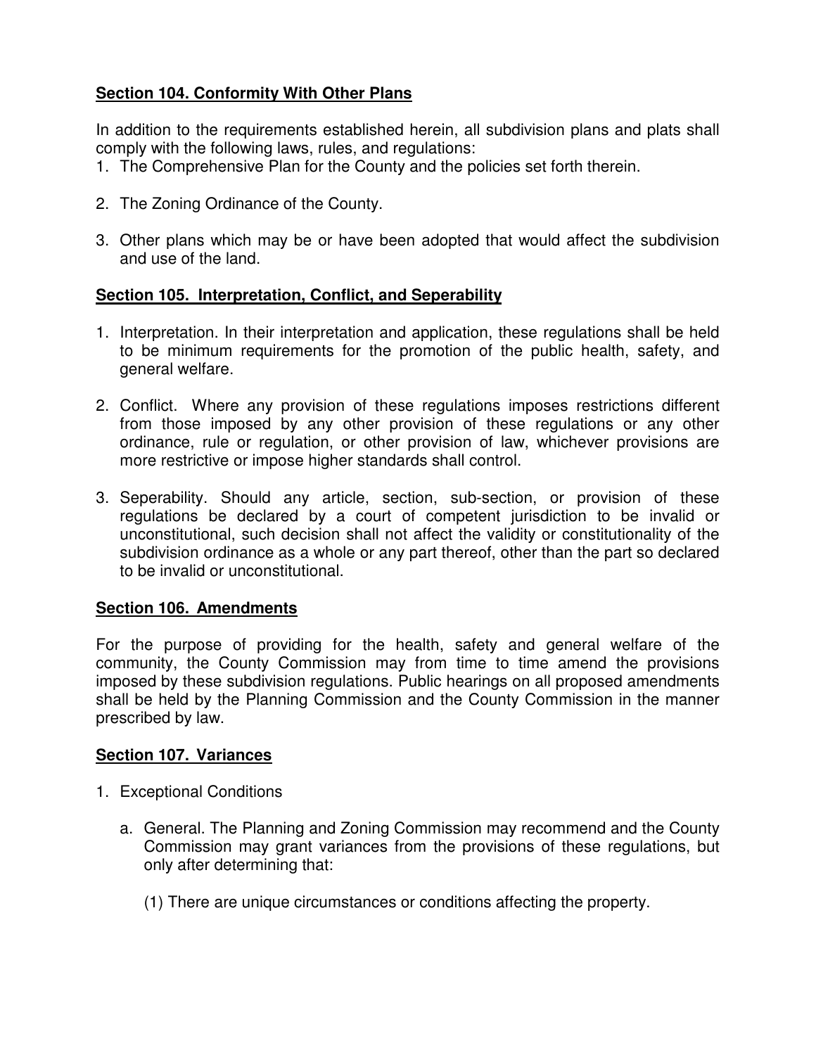## Section 104. Conformity With Other Plans

In addition to the requirements established herein, all subdivision plans and plats shall comply with the following laws, rules, and regulations:

1. The Comprehensive Plan for the County and the policies set forth therein.

2. The Zoning Ordinance of the County.

3. Other plans which may be or have been adopted that would affect the subdivision and use of the land.

## Section 105. Interpretation, Conflict, and Seperability

1. Interpretation. In their interpretation and application, these regulations shall be held to be minimum requirements for the promotion of the public health, safety, and general welfare.

2. Conflict. Where any provision of these regulations imposes restrictions different from those imposed by any other provision of these regulations or any other ordinance, rule or regulation, or other provision of law, whichever provisions are more restrictive or impose higher standards shall control.

3. Seperability. Should any article, section, sub-section, or provision of these regulations be declared by a court of competent jurisdiction to be invalid or unconstitutional, such decision shall not affect the validity or constitutionality of the subdivision ordinance as a whole or any part thereof, other than the part so declared to be invalid or unconstitutional.

## Section 106. Amendments

For the purpose of providing for the health, safety and general welfare of the community, the County Commission may from time to time amend the provisions imposed by these subdivision regulations. Public hearings on all proposed amendments shall be held by the Planning Commission and the County Commission in the manner prescribed by law.

## Section 107. Variances

1. Exceptional Conditions

   a. General. The Planning and Zoning Commission may recommend and the County Commission may grant variances from the provisions of these regulations, but only after determining that:

      (1) There are unique circumstances or conditions affecting the property.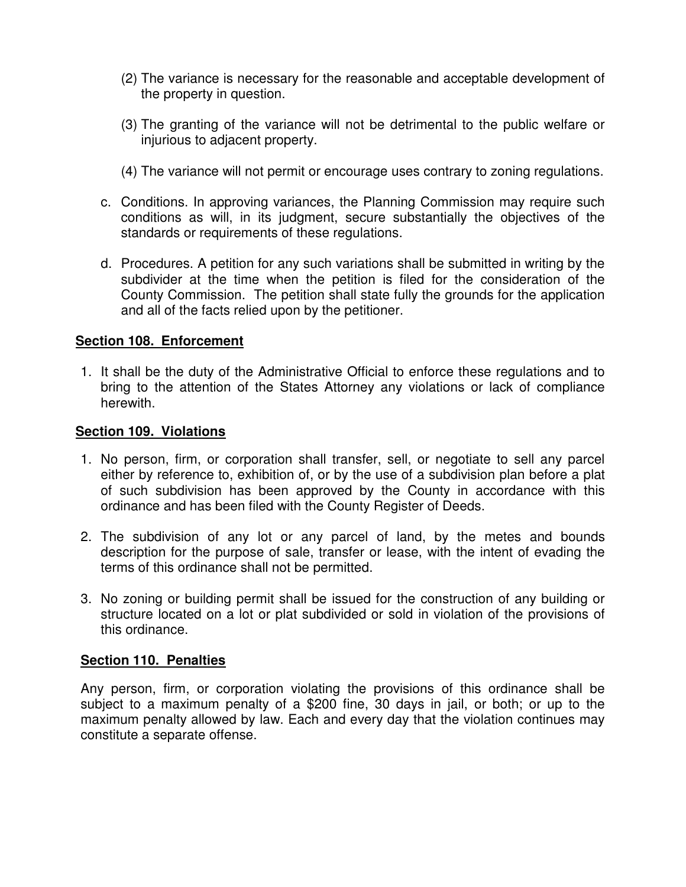(2) The variance is necessary for the reasonable and acceptable development of the property in question.

(3) The granting of the variance will not be detrimental to the public welfare or injurious to adjacent property.

(4) The variance will not permit or encourage uses contrary to zoning regulations.

c. Conditions. In approving variances, the Planning Commission may require such conditions as will, in its judgment, secure substantially the objectives of the standards or requirements of these regulations.

d. Procedures. A petition for any such variations shall be submitted in writing by the subdivider at the time when the petition is filed for the consideration of the County Commission. The petition shall state fully the grounds for the application and all of the facts relied upon by the petitioner.

**<u>Section 108. Enforcement</u>**

1. It shall be the duty of the Administrative Official to enforce these regulations and to bring to the attention of the States Attorney any violations or lack of compliance herewith.

**<u>Section 109. Violations</u>**

1. No person, firm, or corporation shall transfer, sell, or negotiate to sell any parcel either by reference to, exhibition of, or by the use of a subdivision plan before a plat of such subdivision has been approved by the County in accordance with this ordinance and has been filed with the County Register of Deeds.

2. The subdivision of any lot or any parcel of land, by the metes and bounds description for the purpose of sale, transfer or lease, with the intent of evading the terms of this ordinance shall not be permitted.

3. No zoning or building permit shall be issued for the construction of any building or structure located on a lot or plat subdivided or sold in violation of the provisions of this ordinance.

**<u>Section 110. Penalties</u>**

Any person, firm, or corporation violating the provisions of this ordinance shall be subject to a maximum penalty of a $200 fine, 30 days in jail, or both; or up to the maximum penalty allowed by law. Each and every day that the violation continues may constitute a separate offense.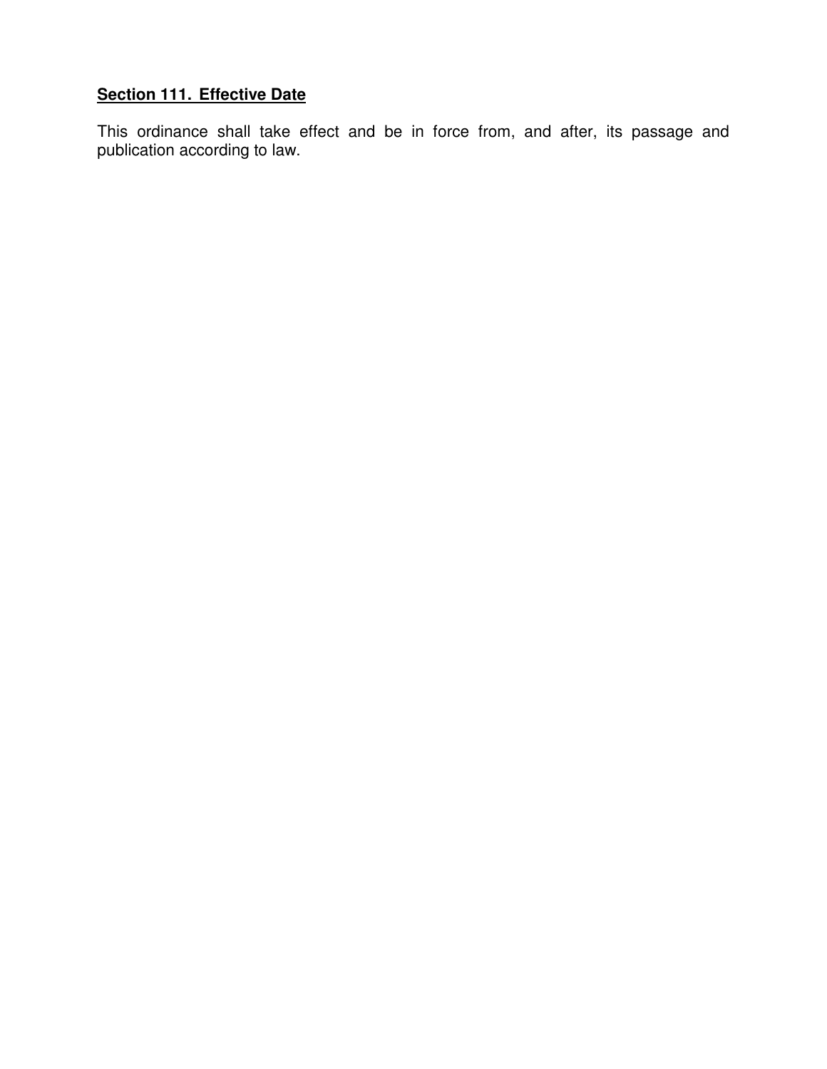**Section 111. Effective Date**

This ordinance shall take effect and be in force from, and after, its passage and publication according to law.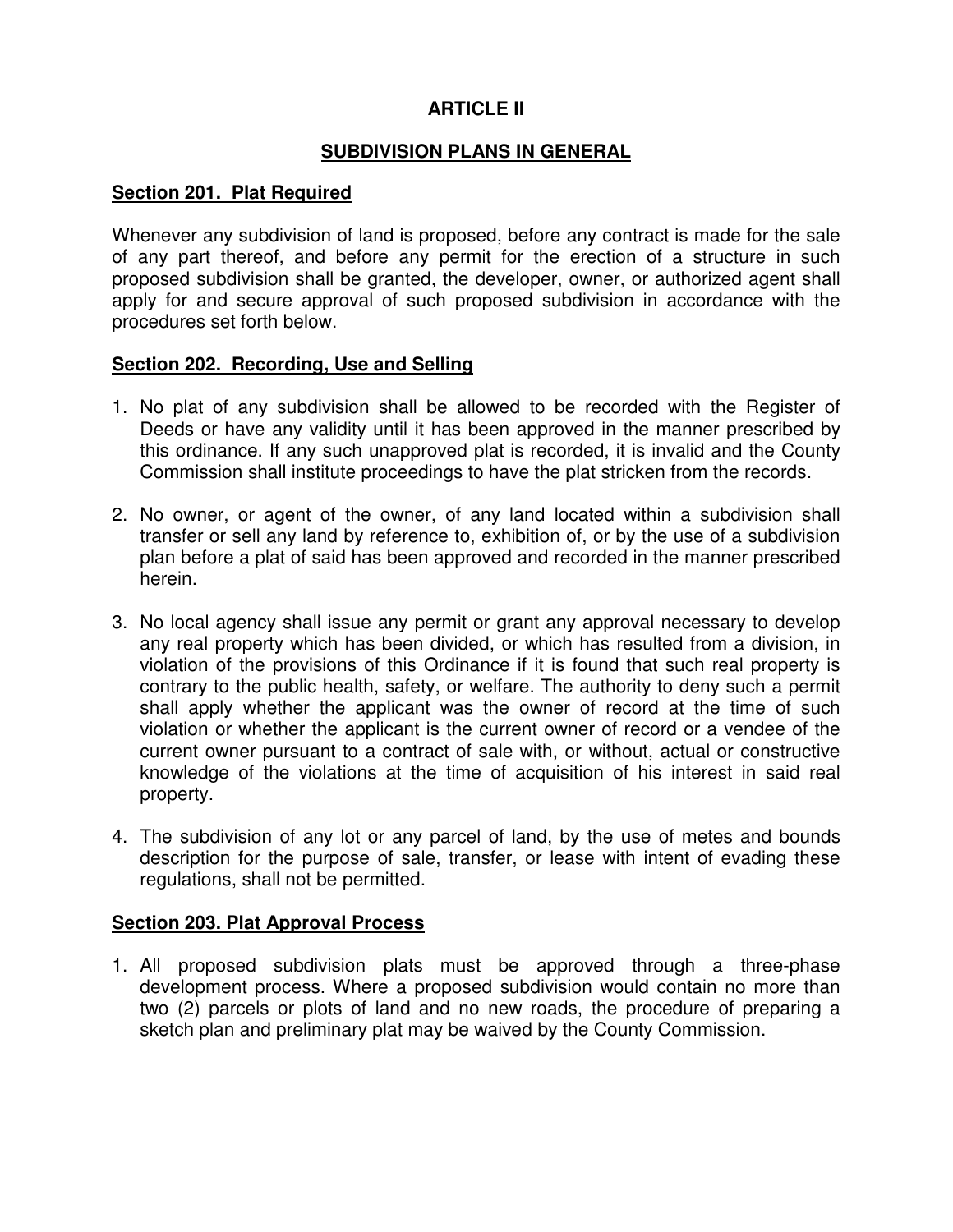# ARTICLE II

## SUBDIVISION PLANS IN GENERAL

### Section 201. Plat Required

Whenever any subdivision of land is proposed, before any contract is made for the sale of any part thereof, and before any permit for the erection of a structure in such proposed subdivision shall be granted, the developer, owner, or authorized agent shall apply for and secure approval of such proposed subdivision in accordance with the procedures set forth below.

### Section 202. Recording, Use and Selling

1. No plat of any subdivision shall be allowed to be recorded with the Register of Deeds or have any validity until it has been approved in the manner prescribed by this ordinance. If any such unapproved plat is recorded, it is invalid and the County Commission shall institute proceedings to have the plat stricken from the records.

2. No owner, or agent of the owner, of any land located within a subdivision shall transfer or sell any land by reference to, exhibition of, or by the use of a subdivision plan before a plat of said has been approved and recorded in the manner prescribed herein.

3. No local agency shall issue any permit or grant any approval necessary to develop any real property which has been divided, or which has resulted from a division, in violation of the provisions of this Ordinance if it is found that such real property is contrary to the public health, safety, or welfare. The authority to deny such a permit shall apply whether the applicant was the owner of record at the time of such violation or whether the applicant is the current owner of record or a vendee of the current owner pursuant to a contract of sale with, or without, actual or constructive knowledge of the violations at the time of acquisition of his interest in said real property.

4. The subdivision of any lot or any parcel of land, by the use of metes and bounds description for the purpose of sale, transfer, or lease with intent of evading these regulations, shall not be permitted.

### Section 203. Plat Approval Process

1. All proposed subdivision plats must be approved through a three-phase development process. Where a proposed subdivision would contain no more than two (2) parcels or plots of land and no new roads, the procedure of preparing a sketch plan and preliminary plat may be waived by the County Commission.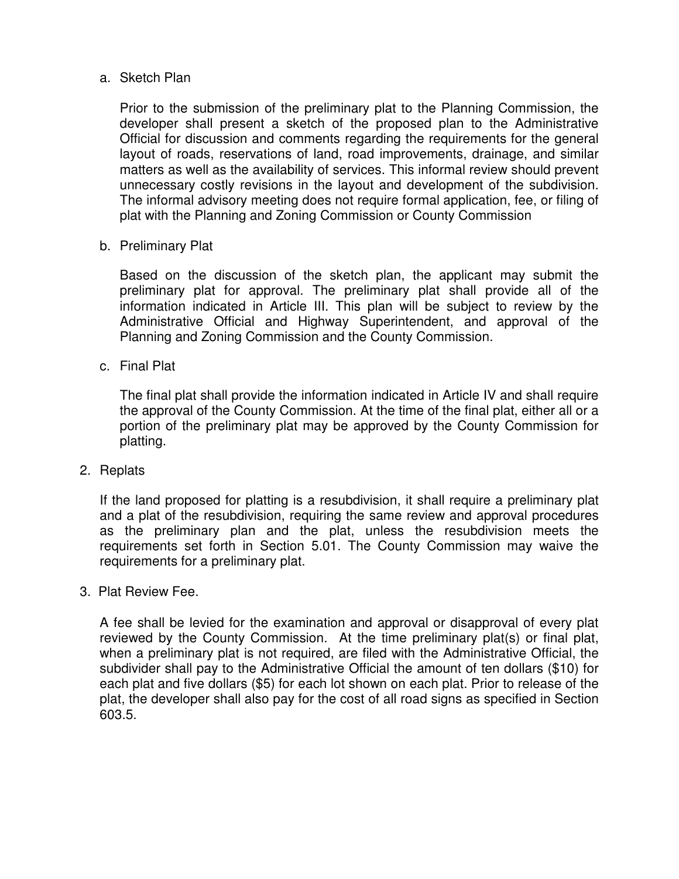a. Sketch Plan

   Prior to the submission of the preliminary plat to the Planning Commission, the developer shall present a sketch of the proposed plan to the Administrative Official for discussion and comments regarding the requirements for the general layout of roads, reservations of land, road improvements, drainage, and similar matters as well as the availability of services. This informal review should prevent unnecessary costly revisions in the layout and development of the subdivision. The informal advisory meeting does not require formal application, fee, or filing of plat with the Planning and Zoning Commission or County Commission

b. Preliminary Plat

   Based on the discussion of the sketch plan, the applicant may submit the preliminary plat for approval. The preliminary plat shall provide all of the information indicated in Article III. This plan will be subject to review by the Administrative Official and Highway Superintendent, and approval of the Planning and Zoning Commission and the County Commission.

c. Final Plat

   The final plat shall provide the information indicated in Article IV and shall require the approval of the County Commission. At the time of the final plat, either all or a portion of the preliminary plat may be approved by the County Commission for platting.

2. Replats

   If the land proposed for platting is a resubdivision, it shall require a preliminary plat and a plat of the resubdivision, requiring the same review and approval procedures as the preliminary plan and the plat, unless the resubdivision meets the requirements set forth in Section 5.01. The County Commission may waive the requirements for a preliminary plat.

3. Plat Review Fee.

   A fee shall be levied for the examination and approval or disapproval of every plat reviewed by the County Commission. At the time preliminary plat(s) or final plat, when a preliminary plat is not required, are filed with the Administrative Official, the subdivider shall pay to the Administrative Official the amount of ten dollars ($10) for each plat and five dollars ($5) for each lot shown on each plat. Prior to release of the plat, the developer shall also pay for the cost of all road signs as specified in Section 603.5.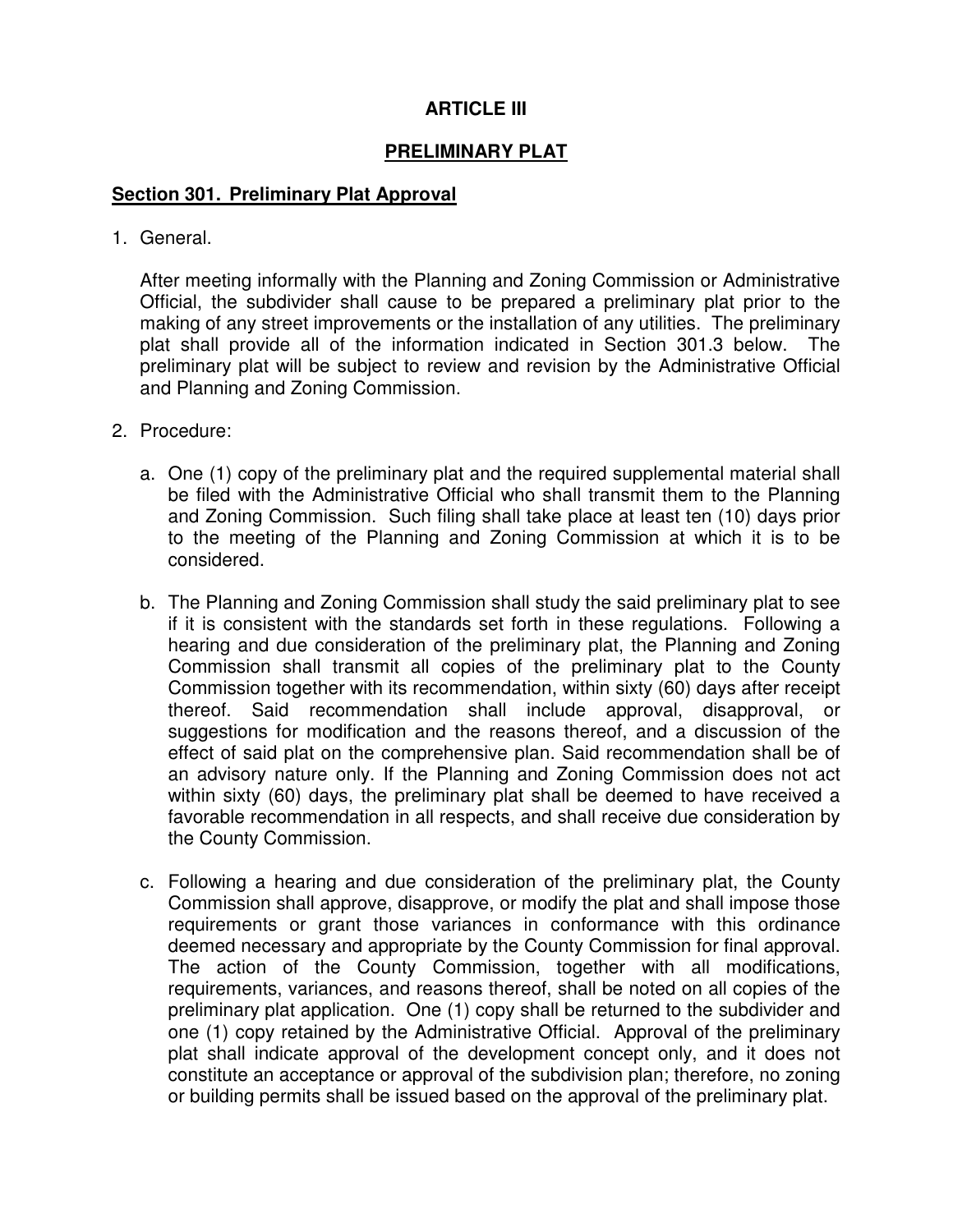# ARTICLE III

## PRELIMINARY PLAT

### Section 301. Preliminary Plat Approval

1. General.

   After meeting informally with the Planning and Zoning Commission or Administrative Official, the subdivider shall cause to be prepared a preliminary plat prior to the making of any street improvements or the installation of any utilities. The preliminary plat shall provide all of the information indicated in Section 301.3 below. The preliminary plat will be subject to review and revision by the Administrative Official and Planning and Zoning Commission.

2. Procedure:

   a. One (1) copy of the preliminary plat and the required supplemental material shall be filed with the Administrative Official who shall transmit them to the Planning and Zoning Commission. Such filing shall take place at least ten (10) days prior to the meeting of the Planning and Zoning Commission at which it is to be considered.

   b. The Planning and Zoning Commission shall study the said preliminary plat to see if it is consistent with the standards set forth in these regulations. Following a hearing and due consideration of the preliminary plat, the Planning and Zoning Commission shall transmit all copies of the preliminary plat to the County Commission together with its recommendation, within sixty (60) days after receipt thereof. Said recommendation shall include approval, disapproval, or suggestions for modification and the reasons thereof, and a discussion of the effect of said plat on the comprehensive plan. Said recommendation shall be of an advisory nature only. If the Planning and Zoning Commission does not act within sixty (60) days, the preliminary plat shall be deemed to have received a favorable recommendation in all respects, and shall receive due consideration by the County Commission.

   c. Following a hearing and due consideration of the preliminary plat, the County Commission shall approve, disapprove, or modify the plat and shall impose those requirements or grant those variances in conformance with this ordinance deemed necessary and appropriate by the County Commission for final approval. The action of the County Commission, together with all modifications, requirements, variances, and reasons thereof, shall be noted on all copies of the preliminary plat application. One (1) copy shall be returned to the subdivider and one (1) copy retained by the Administrative Official. Approval of the preliminary plat shall indicate approval of the development concept only, and it does not constitute an acceptance or approval of the subdivision plan; therefore, no zoning or building permits shall be issued based on the approval of the preliminary plat.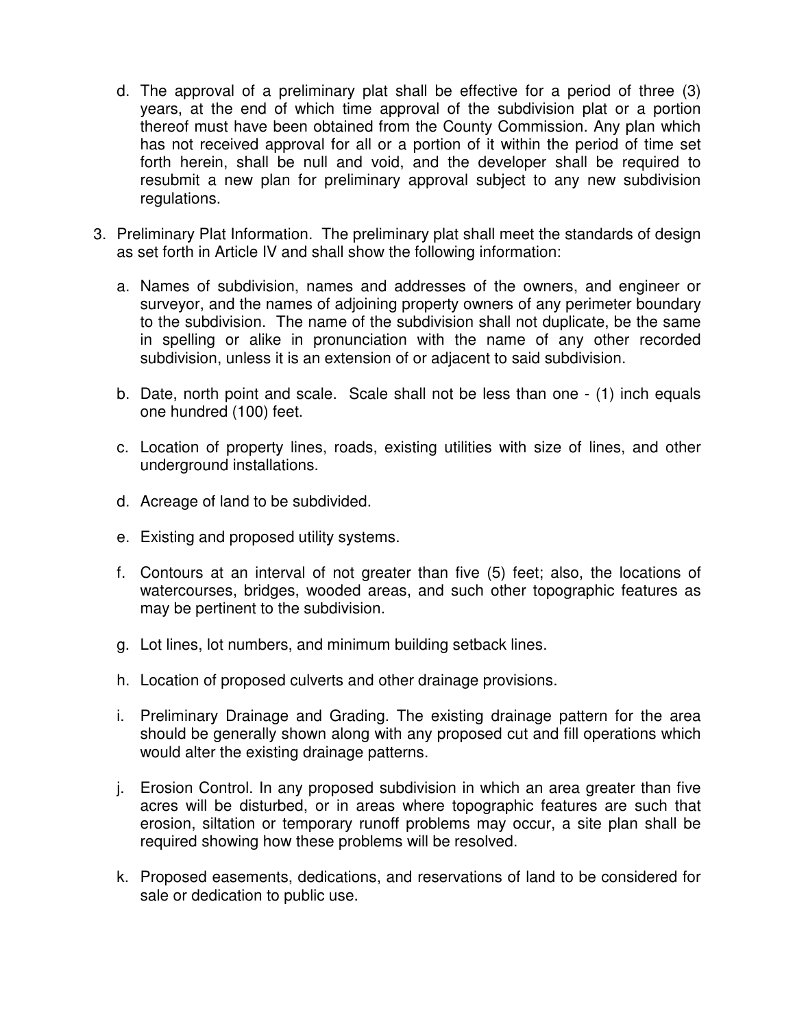d. The approval of a preliminary plat shall be effective for a period of three (3) years, at the end of which time approval of the subdivision plat or a portion thereof must have been obtained from the County Commission. Any plan which has not received approval for all or a portion of it within the period of time set forth herein, shall be null and void, and the developer shall be required to resubmit a new plan for preliminary approval subject to any new subdivision regulations.

3. Preliminary Plat Information. The preliminary plat shall meet the standards of design as set forth in Article IV and shall show the following information:

   a. Names of subdivision, names and addresses of the owners, and engineer or surveyor, and the names of adjoining property owners of any perimeter boundary to the subdivision. The name of the subdivision shall not duplicate, be the same in spelling or alike in pronunciation with the name of any other recorded subdivision, unless it is an extension of or adjacent to said subdivision.

   b. Date, north point and scale. Scale shall not be less than one - (1) inch equals one hundred (100) feet.

   c. Location of property lines, roads, existing utilities with size of lines, and other underground installations.

   d. Acreage of land to be subdivided.

   e. Existing and proposed utility systems.

   f. Contours at an interval of not greater than five (5) feet; also, the locations of watercourses, bridges, wooded areas, and such other topographic features as may be pertinent to the subdivision.

   g. Lot lines, lot numbers, and minimum building setback lines.

   h. Location of proposed culverts and other drainage provisions.

   i. Preliminary Drainage and Grading. The existing drainage pattern for the area should be generally shown along with any proposed cut and fill operations which would alter the existing drainage patterns.

   j. Erosion Control. In any proposed subdivision in which an area greater than five acres will be disturbed, or in areas where topographic features are such that erosion, siltation or temporary runoff problems may occur, a site plan shall be required showing how these problems will be resolved.

   k. Proposed easements, dedications, and reservations of land to be considered for sale or dedication to public use.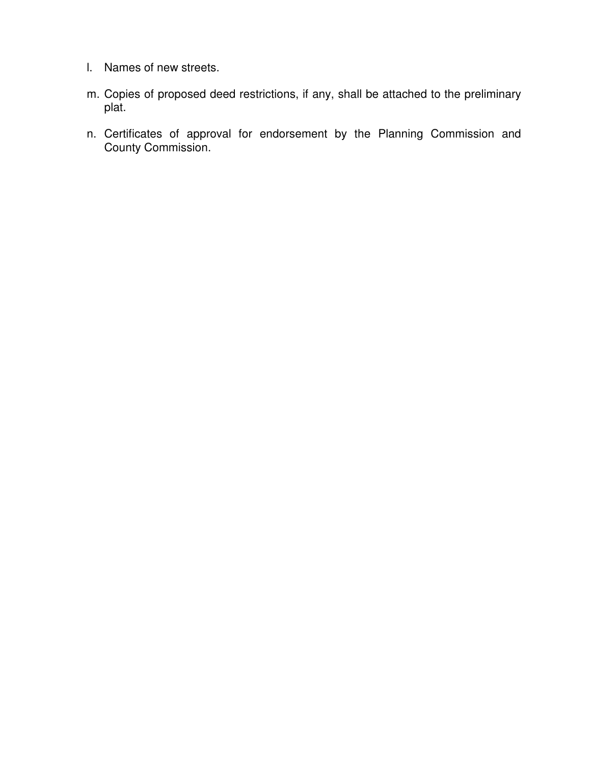l. Names of new streets.

m. Copies of proposed deed restrictions, if any, shall be attached to the preliminary plat.

n. Certificates of approval for endorsement by the Planning Commission and County Commission.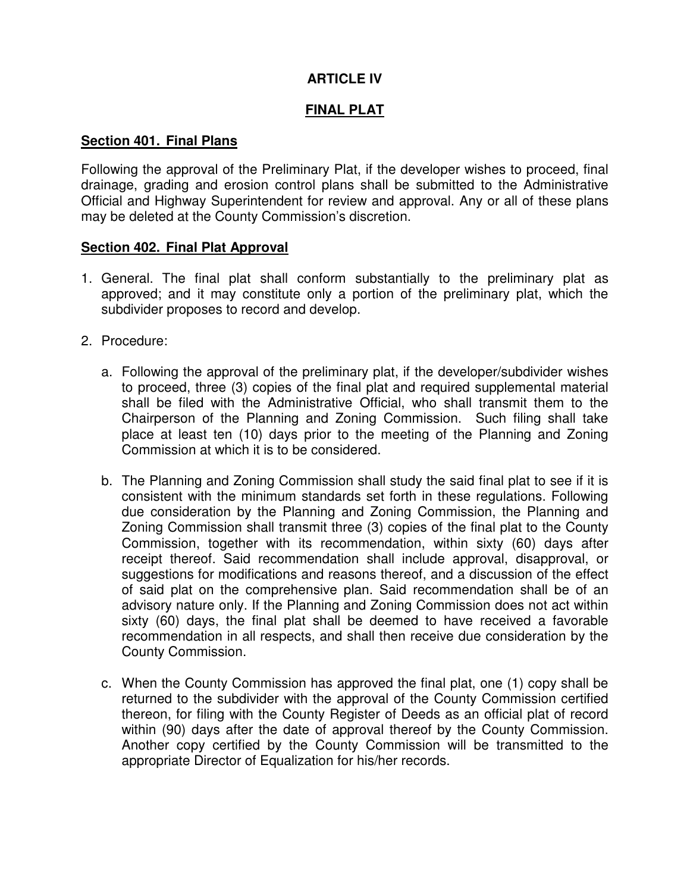# ARTICLE IV

## FINAL PLAT

### Section 401. Final Plans

Following the approval of the Preliminary Plat, if the developer wishes to proceed, final drainage, grading and erosion control plans shall be submitted to the Administrative Official and Highway Superintendent for review and approval. Any or all of these plans may be deleted at the County Commission's discretion.

### Section 402. Final Plat Approval

1. General. The final plat shall conform substantially to the preliminary plat as approved; and it may constitute only a portion of the preliminary plat, which the subdivider proposes to record and develop.

2. Procedure:

   a. Following the approval of the preliminary plat, if the developer/subdivider wishes to proceed, three (3) copies of the final plat and required supplemental material shall be filed with the Administrative Official, who shall transmit them to the Chairperson of the Planning and Zoning Commission. Such filing shall take place at least ten (10) days prior to the meeting of the Planning and Zoning Commission at which it is to be considered.

   b. The Planning and Zoning Commission shall study the said final plat to see if it is consistent with the minimum standards set forth in these regulations. Following due consideration by the Planning and Zoning Commission, the Planning and Zoning Commission shall transmit three (3) copies of the final plat to the County Commission, together with its recommendation, within sixty (60) days after receipt thereof. Said recommendation shall include approval, disapproval, or suggestions for modifications and reasons thereof, and a discussion of the effect of said plat on the comprehensive plan. Said recommendation shall be of an advisory nature only. If the Planning and Zoning Commission does not act within sixty (60) days, the final plat shall be deemed to have received a favorable recommendation in all respects, and shall then receive due consideration by the County Commission.

   c. When the County Commission has approved the final plat, one (1) copy shall be returned to the subdivider with the approval of the County Commission certified thereon, for filing with the County Register of Deeds as an official plat of record within (90) days after the date of approval thereof by the County Commission. Another copy certified by the County Commission will be transmitted to the appropriate Director of Equalization for his/her records.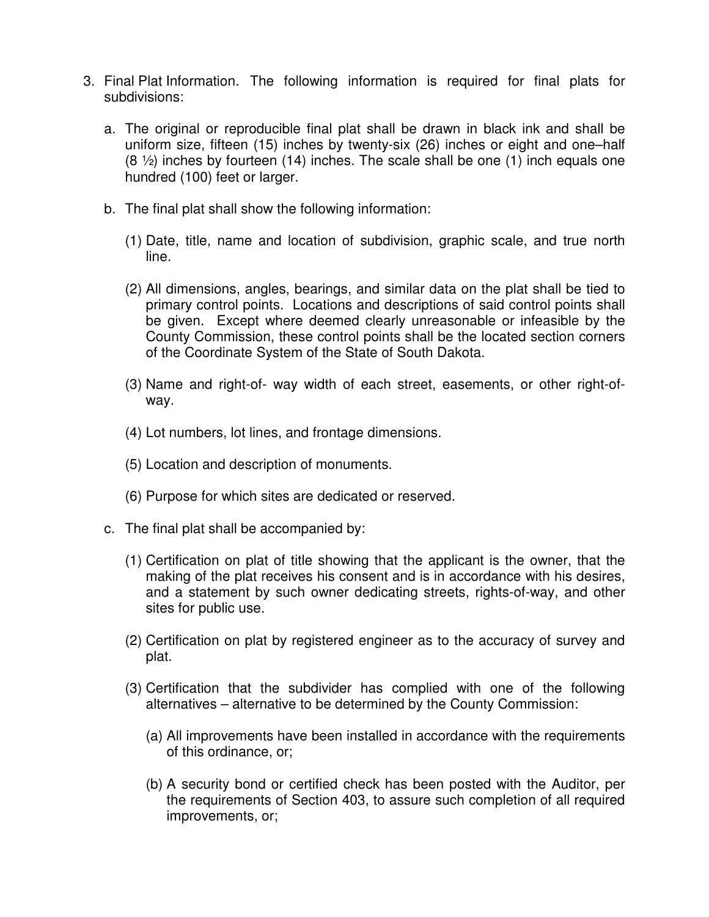3. Final Plat Information. The following information is required for final plats for subdivisions:

   a. The original or reproducible final plat shall be drawn in black ink and shall be uniform size, fifteen (15) inches by twenty-six (26) inches or eight and one–half (8 ½) inches by fourteen (14) inches. The scale shall be one (1) inch equals one hundred (100) feet or larger.

   b. The final plat shall show the following information:

      (1) Date, title, name and location of subdivision, graphic scale, and true north line.

      (2) All dimensions, angles, bearings, and similar data on the plat shall be tied to primary control points. Locations and descriptions of said control points shall be given. Except where deemed clearly unreasonable or infeasible by the County Commission, these control points shall be the located section corners of the Coordinate System of the State of South Dakota.

      (3) Name and right-of- way width of each street, easements, or other right-of-way.

      (4) Lot numbers, lot lines, and frontage dimensions.

      (5) Location and description of monuments.

      (6) Purpose for which sites are dedicated or reserved.

   c. The final plat shall be accompanied by:

      (1) Certification on plat of title showing that the applicant is the owner, that the making of the plat receives his consent and is in accordance with his desires, and a statement by such owner dedicating streets, rights-of-way, and other sites for public use.

      (2) Certification on plat by registered engineer as to the accuracy of survey and plat.

      (3) Certification that the subdivider has complied with one of the following alternatives – alternative to be determined by the County Commission:

         (a) All improvements have been installed in accordance with the requirements of this ordinance, or;

         (b) A security bond or certified check has been posted with the Auditor, per the requirements of Section 403, to assure such completion of all required improvements, or;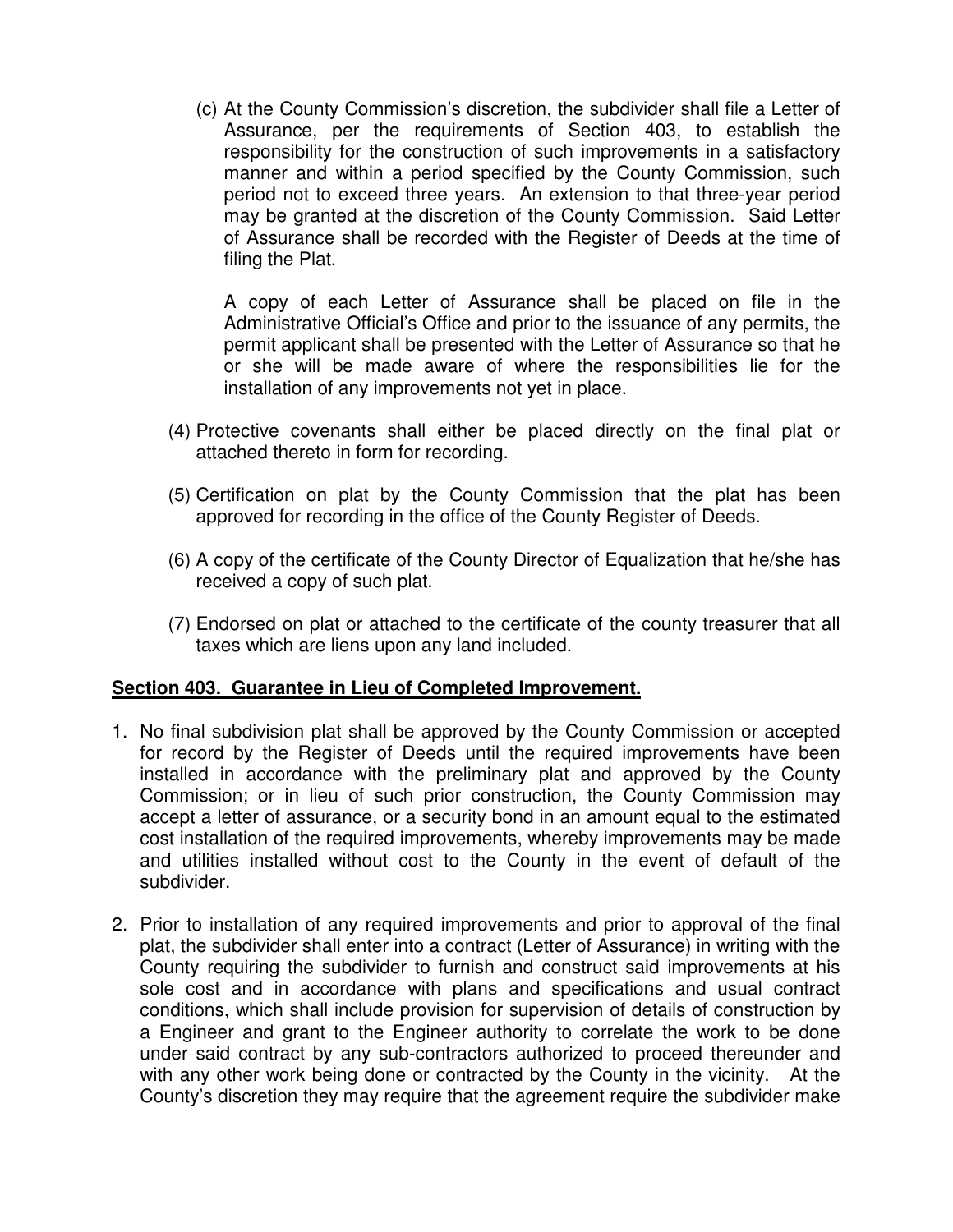(c) At the County Commission's discretion, the subdivider shall file a Letter of Assurance, per the requirements of Section 403, to establish the responsibility for the construction of such improvements in a satisfactory manner and within a period specified by the County Commission, such period not to exceed three years. An extension to that three-year period may be granted at the discretion of the County Commission. Said Letter of Assurance shall be recorded with the Register of Deeds at the time of filing the Plat.

A copy of each Letter of Assurance shall be placed on file in the Administrative Official's Office and prior to the issuance of any permits, the permit applicant shall be presented with the Letter of Assurance so that he or she will be made aware of where the responsibilities lie for the installation of any improvements not yet in place.

(4) Protective covenants shall either be placed directly on the final plat or attached thereto in form for recording.

(5) Certification on plat by the County Commission that the plat has been approved for recording in the office of the County Register of Deeds.

(6) A copy of the certificate of the County Director of Equalization that he/she has received a copy of such plat.

(7) Endorsed on plat or attached to the certificate of the county treasurer that all taxes which are liens upon any land included.

## Section 403. Guarantee in Lieu of Completed Improvement.

1. No final subdivision plat shall be approved by the County Commission or accepted for record by the Register of Deeds until the required improvements have been installed in accordance with the preliminary plat and approved by the County Commission; or in lieu of such prior construction, the County Commission may accept a letter of assurance, or a security bond in an amount equal to the estimated cost installation of the required improvements, whereby improvements may be made and utilities installed without cost to the County in the event of default of the subdivider.

2. Prior to installation of any required improvements and prior to approval of the final plat, the subdivider shall enter into a contract (Letter of Assurance) in writing with the County requiring the subdivider to furnish and construct said improvements at his sole cost and in accordance with plans and specifications and usual contract conditions, which shall include provision for supervision of details of construction by a Engineer and grant to the Engineer authority to correlate the work to be done under said contract by any sub-contractors authorized to proceed thereunder and with any other work being done or contracted by the County in the vicinity. At the County's discretion they may require that the agreement require the subdivider make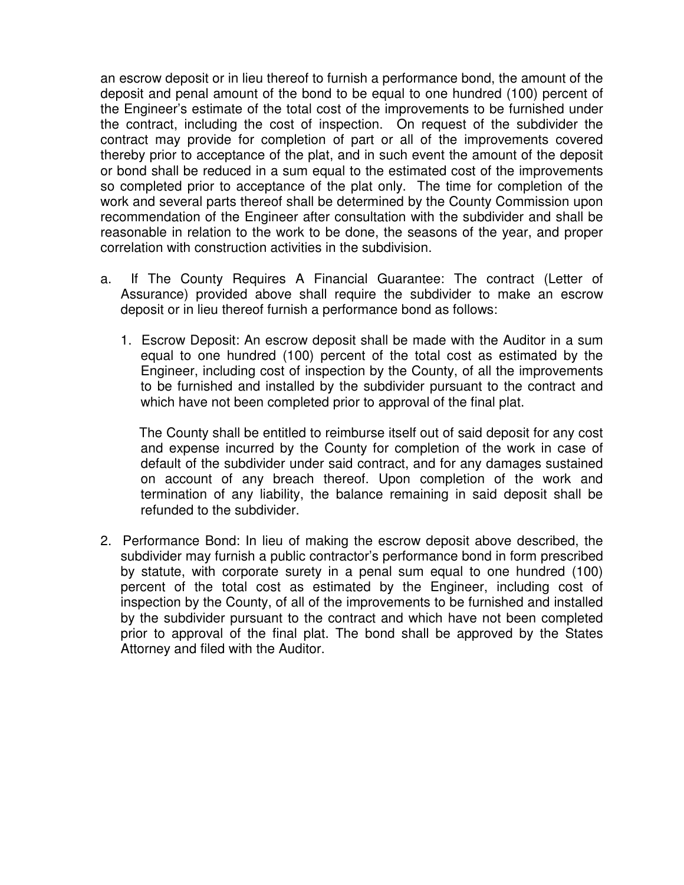an escrow deposit or in lieu thereof to furnish a performance bond, the amount of the deposit and penal amount of the bond to be equal to one hundred (100) percent of the Engineer's estimate of the total cost of the improvements to be furnished under the contract, including the cost of inspection. On request of the subdivider the contract may provide for completion of part or all of the improvements covered thereby prior to acceptance of the plat, and in such event the amount of the deposit or bond shall be reduced in a sum equal to the estimated cost of the improvements so completed prior to acceptance of the plat only. The time for completion of the work and several parts thereof shall be determined by the County Commission upon recommendation of the Engineer after consultation with the subdivider and shall be reasonable in relation to the work to be done, the seasons of the year, and proper correlation with construction activities in the subdivision.

a. If The County Requires A Financial Guarantee: The contract (Letter of Assurance) provided above shall require the subdivider to make an escrow deposit or in lieu thereof furnish a performance bond as follows:

   1. Escrow Deposit: An escrow deposit shall be made with the Auditor in a sum equal to one hundred (100) percent of the total cost as estimated by the Engineer, including cost of inspection by the County, of all the improvements to be furnished and installed by the subdivider pursuant to the contract and which have not been completed prior to approval of the final plat.

      The County shall be entitled to reimburse itself out of said deposit for any cost and expense incurred by the County for completion of the work in case of default of the subdivider under said contract, and for any damages sustained on account of any breach thereof. Upon completion of the work and termination of any liability, the balance remaining in said deposit shall be refunded to the subdivider.

2. Performance Bond: In lieu of making the escrow deposit above described, the subdivider may furnish a public contractor's performance bond in form prescribed by statute, with corporate surety in a penal sum equal to one hundred (100) percent of the total cost as estimated by the Engineer, including cost of inspection by the County, of all of the improvements to be furnished and installed by the subdivider pursuant to the contract and which have not been completed prior to approval of the final plat. The bond shall be approved by the States Attorney and filed with the Auditor.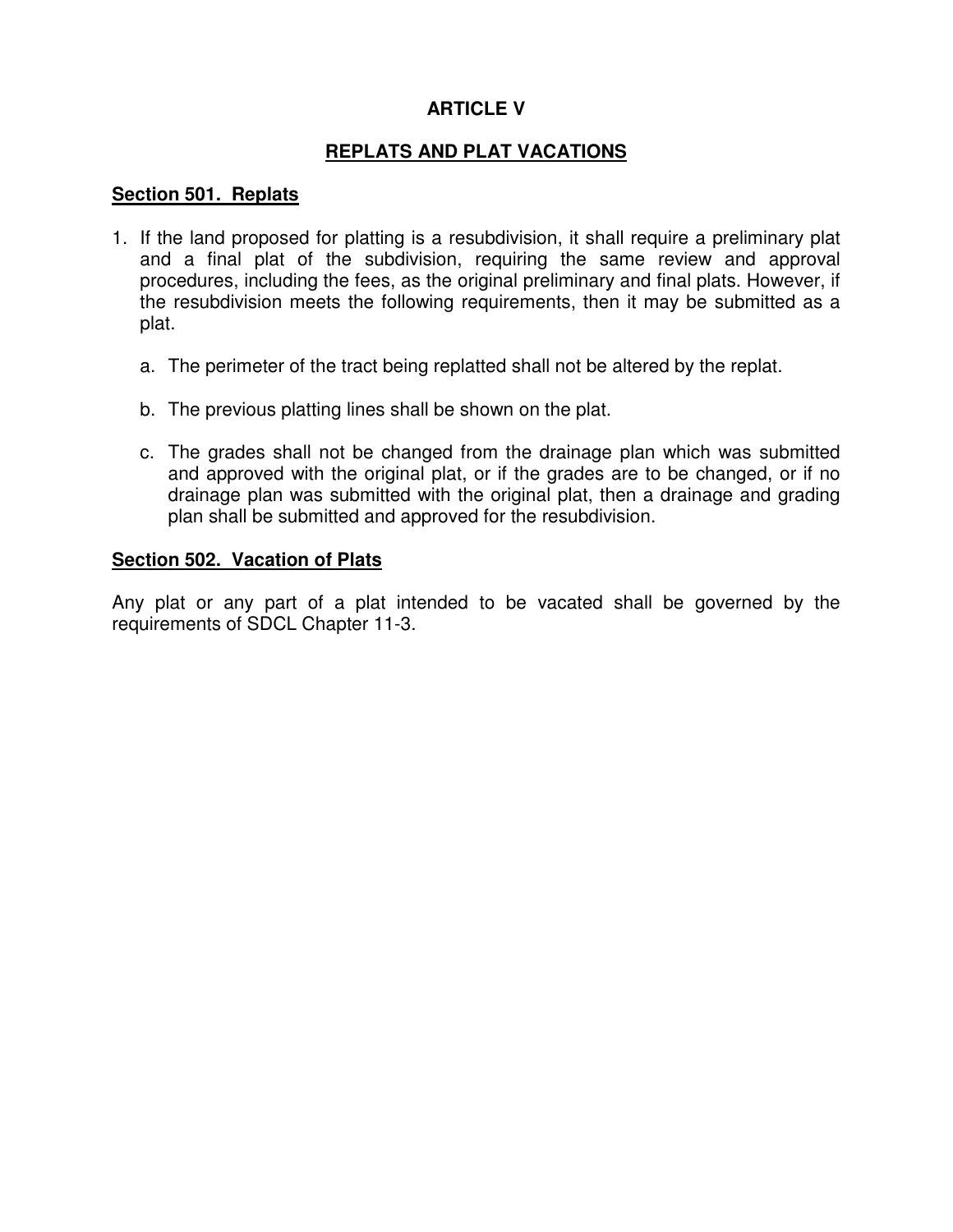# ARTICLE V

## REPLATS AND PLAT VACATIONS

### Section 501. Replats

1. If the land proposed for platting is a resubdivision, it shall require a preliminary plat and a final plat of the subdivision, requiring the same review and approval procedures, including the fees, as the original preliminary and final plats. However, if the resubdivision meets the following requirements, then it may be submitted as a plat.

   a. The perimeter of the tract being replatted shall not be altered by the replat.

   b. The previous platting lines shall be shown on the plat.

   c. The grades shall not be changed from the drainage plan which was submitted and approved with the original plat, or if the grades are to be changed, or if no drainage plan was submitted with the original plat, then a drainage and grading plan shall be submitted and approved for the resubdivision.

### Section 502. Vacation of Plats

Any plat or any part of a plat intended to be vacated shall be governed by the requirements of SDCL Chapter 11-3.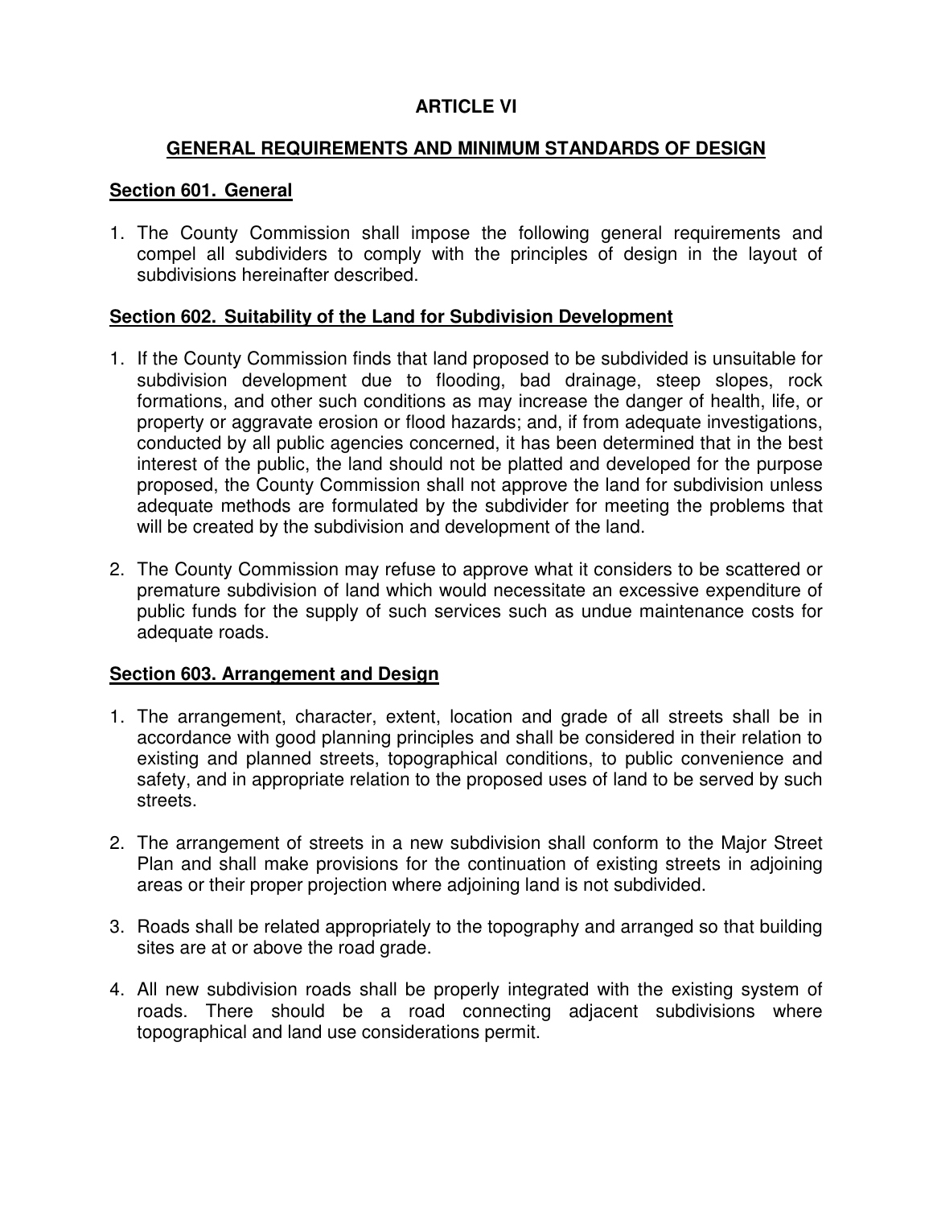# ARTICLE VI

## GENERAL REQUIREMENTS AND MINIMUM STANDARDS OF DESIGN

### Section 601. General

1. The County Commission shall impose the following general requirements and compel all subdividers to comply with the principles of design in the layout of subdivisions hereinafter described.

### Section 602. Suitability of the Land for Subdivision Development

1. If the County Commission finds that land proposed to be subdivided is unsuitable for subdivision development due to flooding, bad drainage, steep slopes, rock formations, and other such conditions as may increase the danger of health, life, or property or aggravate erosion or flood hazards; and, if from adequate investigations, conducted by all public agencies concerned, it has been determined that in the best interest of the public, the land should not be platted and developed for the purpose proposed, the County Commission shall not approve the land for subdivision unless adequate methods are formulated by the subdivider for meeting the problems that will be created by the subdivision and development of the land.

2. The County Commission may refuse to approve what it considers to be scattered or premature subdivision of land which would necessitate an excessive expenditure of public funds for the supply of such services such as undue maintenance costs for adequate roads.

### Section 603. Arrangement and Design

1. The arrangement, character, extent, location and grade of all streets shall be in accordance with good planning principles and shall be considered in their relation to existing and planned streets, topographical conditions, to public convenience and safety, and in appropriate relation to the proposed uses of land to be served by such streets.

2. The arrangement of streets in a new subdivision shall conform to the Major Street Plan and shall make provisions for the continuation of existing streets in adjoining areas or their proper projection where adjoining land is not subdivided.

3. Roads shall be related appropriately to the topography and arranged so that building sites are at or above the road grade.

4. All new subdivision roads shall be properly integrated with the existing system of roads. There should be a road connecting adjacent subdivisions where topographical and land use considerations permit.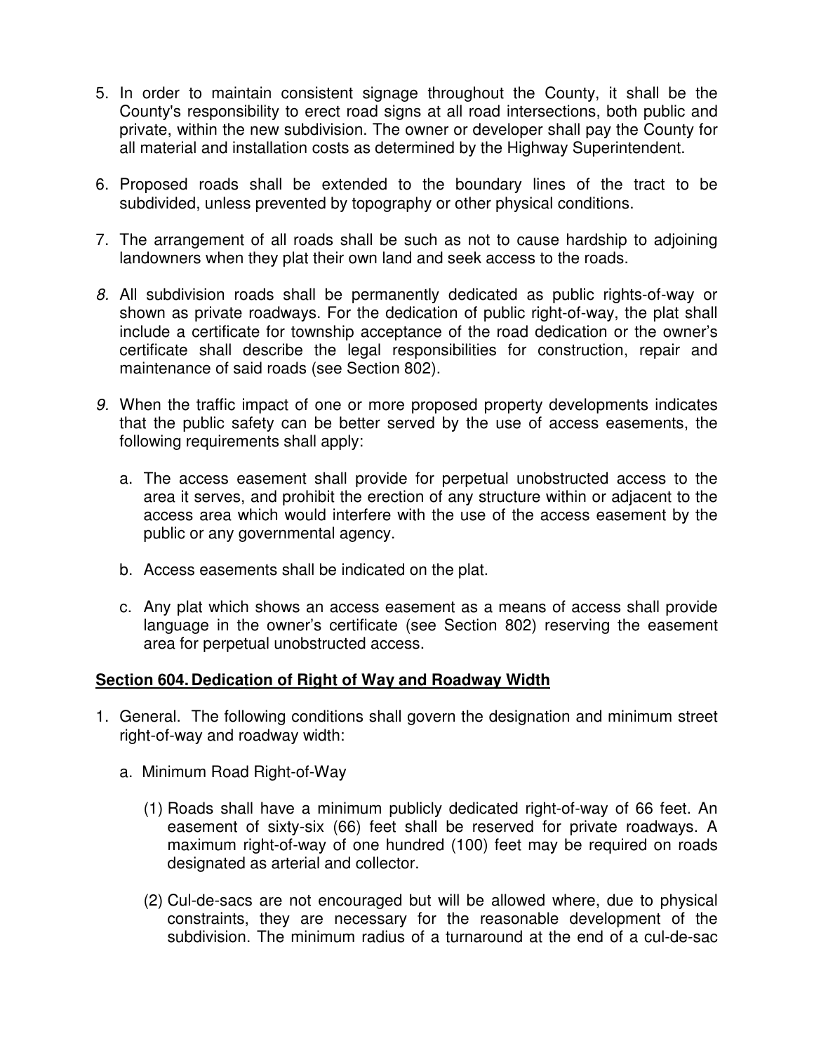5. In order to maintain consistent signage throughout the County, it shall be the County's responsibility to erect road signs at all road intersections, both public and private, within the new subdivision. The owner or developer shall pay the County for all material and installation costs as determined by the Highway Superintendent.

6. Proposed roads shall be extended to the boundary lines of the tract to be subdivided, unless prevented by topography or other physical conditions.

7. The arrangement of all roads shall be such as not to cause hardship to adjoining landowners when they plat their own land and seek access to the roads.

8. All subdivision roads shall be permanently dedicated as public rights-of-way or shown as private roadways. For the dedication of public right-of-way, the plat shall include a certificate for township acceptance of the road dedication or the owner's certificate shall describe the legal responsibilities for construction, repair and maintenance of said roads (see Section 802).

9. When the traffic impact of one or more proposed property developments indicates that the public safety can be better served by the use of access easements, the following requirements shall apply:

   a. The access easement shall provide for perpetual unobstructed access to the area it serves, and prohibit the erection of any structure within or adjacent to the access area which would interfere with the use of the access easement by the public or any governmental agency.

   b. Access easements shall be indicated on the plat.

   c. Any plat which shows an access easement as a means of access shall provide language in the owner's certificate (see Section 802) reserving the easement area for perpetual unobstructed access.

## Section 604. Dedication of Right of Way and Roadway Width

1. General. The following conditions shall govern the designation and minimum street right-of-way and roadway width:

   a. Minimum Road Right-of-Way

      (1) Roads shall have a minimum publicly dedicated right-of-way of 66 feet. An easement of sixty-six (66) feet shall be reserved for private roadways. A maximum right-of-way of one hundred (100) feet may be required on roads designated as arterial and collector.

      (2) Cul-de-sacs are not encouraged but will be allowed where, due to physical constraints, they are necessary for the reasonable development of the subdivision. The minimum radius of a turnaround at the end of a cul-de-sac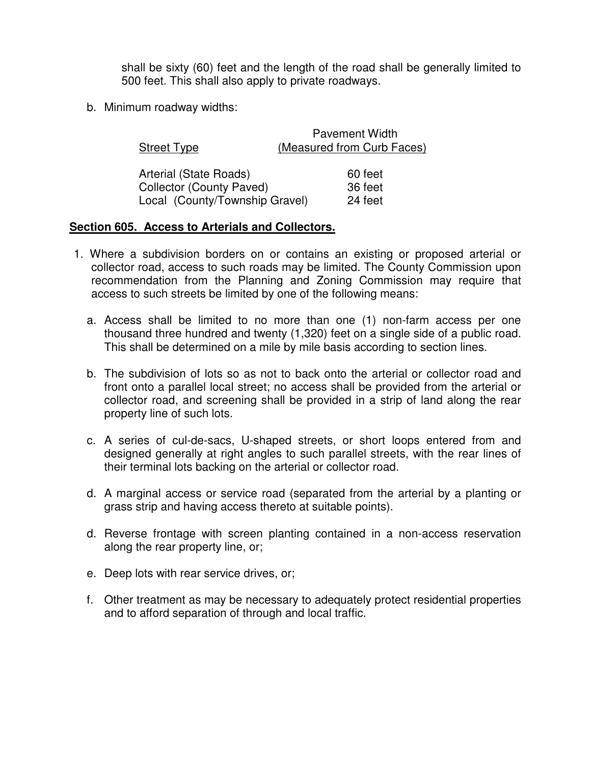shall be sixty (60) feet and the length of the road shall be generally limited to 500 feet. This shall also apply to private roadways.

b. Minimum roadway widths:

| Street Type | Pavement Width (Measured from Curb Faces) |
|---|---|
| Arterial (State Roads) | 60 feet |
| Collector (County Paved) | 36 feet |
| Local (County/Township Gravel) | 24 feet |

**Section 605. Access to Arterials and Collectors.**

1. Where a subdivision borders on or contains an existing or proposed arterial or collector road, access to such roads may be limited. The County Commission upon recommendation from the Planning and Zoning Commission may require that access to such streets be limited by one of the following means:

   a. Access shall be limited to no more than one (1) non-farm access per one thousand three hundred and twenty (1,320) feet on a single side of a public road. This shall be determined on a mile by mile basis according to section lines.

   b. The subdivision of lots so as not to back onto the arterial or collector road and front onto a parallel local street; no access shall be provided from the arterial or collector road, and screening shall be provided in a strip of land along the rear property line of such lots.

   c. A series of cul-de-sacs, U-shaped streets, or short loops entered from and designed generally at right angles to such parallel streets, with the rear lines of their terminal lots backing on the arterial or collector road.

   d. A marginal access or service road (separated from the arterial by a planting or grass strip and having access thereto at suitable points).

   d. Reverse frontage with screen planting contained in a non-access reservation along the rear property line, or;

   e. Deep lots with rear service drives, or;

   f. Other treatment as may be necessary to adequately protect residential properties and to afford separation of through and local traffic.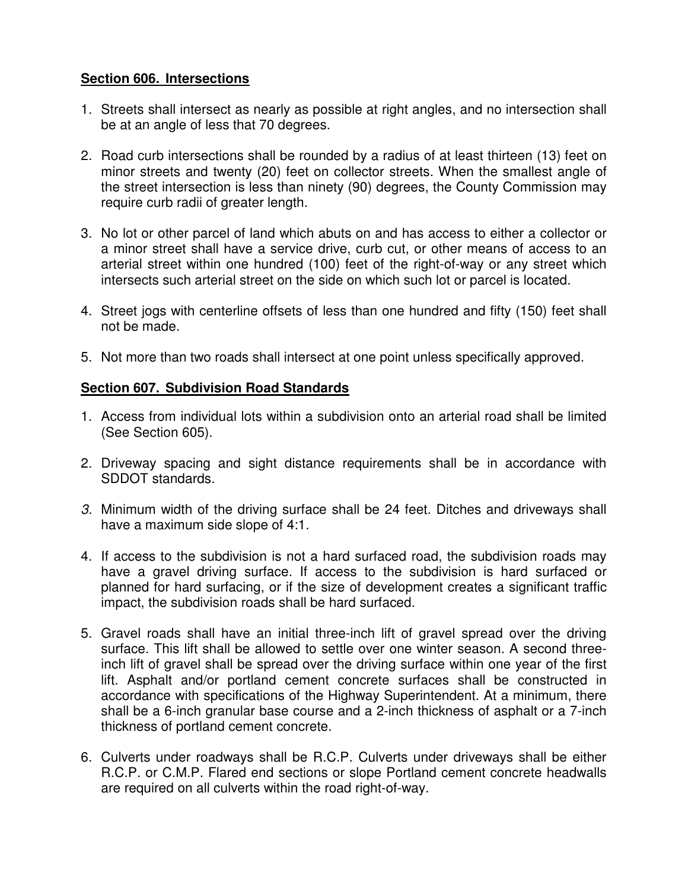**Section 606. Intersections**

1. Streets shall intersect as nearly as possible at right angles, and no intersection shall be at an angle of less that 70 degrees.

2. Road curb intersections shall be rounded by a radius of at least thirteen (13) feet on minor streets and twenty (20) feet on collector streets. When the smallest angle of the street intersection is less than ninety (90) degrees, the County Commission may require curb radii of greater length.

3. No lot or other parcel of land which abuts on and has access to either a collector or a minor street shall have a service drive, curb cut, or other means of access to an arterial street within one hundred (100) feet of the right-of-way or any street which intersects such arterial street on the side on which such lot or parcel is located.

4. Street jogs with centerline offsets of less than one hundred and fifty (150) feet shall not be made.

5. Not more than two roads shall intersect at one point unless specifically approved.

**Section 607. Subdivision Road Standards**

1. Access from individual lots within a subdivision onto an arterial road shall be limited (See Section 605).

2. Driveway spacing and sight distance requirements shall be in accordance with SDDOT standards.

3. Minimum width of the driving surface shall be 24 feet. Ditches and driveways shall have a maximum side slope of 4:1.

4. If access to the subdivision is not a hard surfaced road, the subdivision roads may have a gravel driving surface. If access to the subdivision is hard surfaced or planned for hard surfacing, or if the size of development creates a significant traffic impact, the subdivision roads shall be hard surfaced.

5. Gravel roads shall have an initial three-inch lift of gravel spread over the driving surface. This lift shall be allowed to settle over one winter season. A second three-inch lift of gravel shall be spread over the driving surface within one year of the first lift. Asphalt and/or portland cement concrete surfaces shall be constructed in accordance with specifications of the Highway Superintendent. At a minimum, there shall be a 6-inch granular base course and a 2-inch thickness of asphalt or a 7-inch thickness of portland cement concrete.

6. Culverts under roadways shall be R.C.P. Culverts under driveways shall be either R.C.P. or C.M.P. Flared end sections or slope Portland cement concrete headwalls are required on all culverts within the road right-of-way.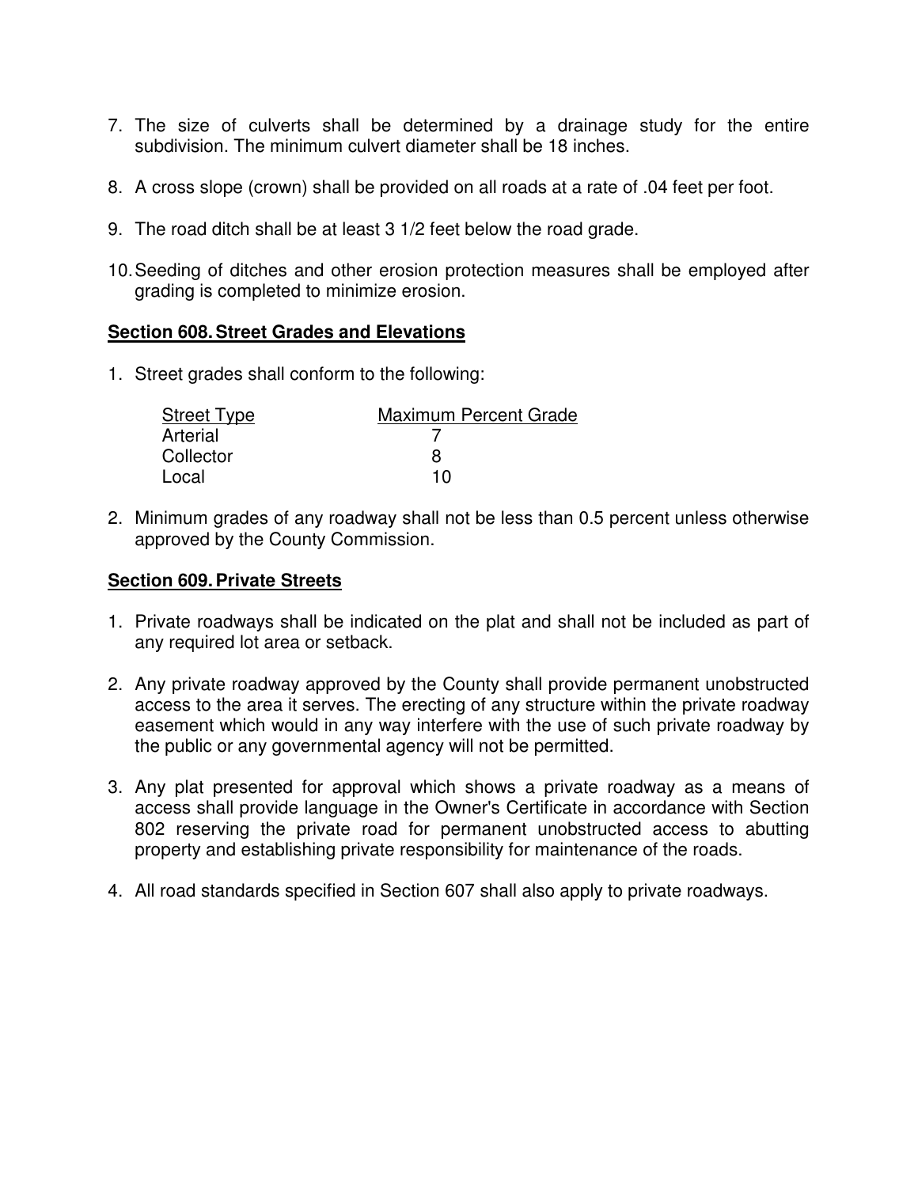7. The size of culverts shall be determined by a drainage study for the entire subdivision. The minimum culvert diameter shall be 18 inches.

8. A cross slope (crown) shall be provided on all roads at a rate of .04 feet per foot.

9. The road ditch shall be at least 3 1/2 feet below the road grade.

10. Seeding of ditches and other erosion protection measures shall be employed after grading is completed to minimize erosion.

## Section 608. Street Grades and Elevations

1. Street grades shall conform to the following:

| Street Type | Maximum Percent Grade |
|---|---|
| Arterial | 7 |
| Collector | 8 |
| Local | 10 |

2. Minimum grades of any roadway shall not be less than 0.5 percent unless otherwise approved by the County Commission.

## Section 609. Private Streets

1. Private roadways shall be indicated on the plat and shall not be included as part of any required lot area or setback.

2. Any private roadway approved by the County shall provide permanent unobstructed access to the area it serves. The erecting of any structure within the private roadway easement which would in any way interfere with the use of such private roadway by the public or any governmental agency will not be permitted.

3. Any plat presented for approval which shows a private roadway as a means of access shall provide language in the Owner's Certificate in accordance with Section 802 reserving the private road for permanent unobstructed access to abutting property and establishing private responsibility for maintenance of the roads.

4. All road standards specified in Section 607 shall also apply to private roadways.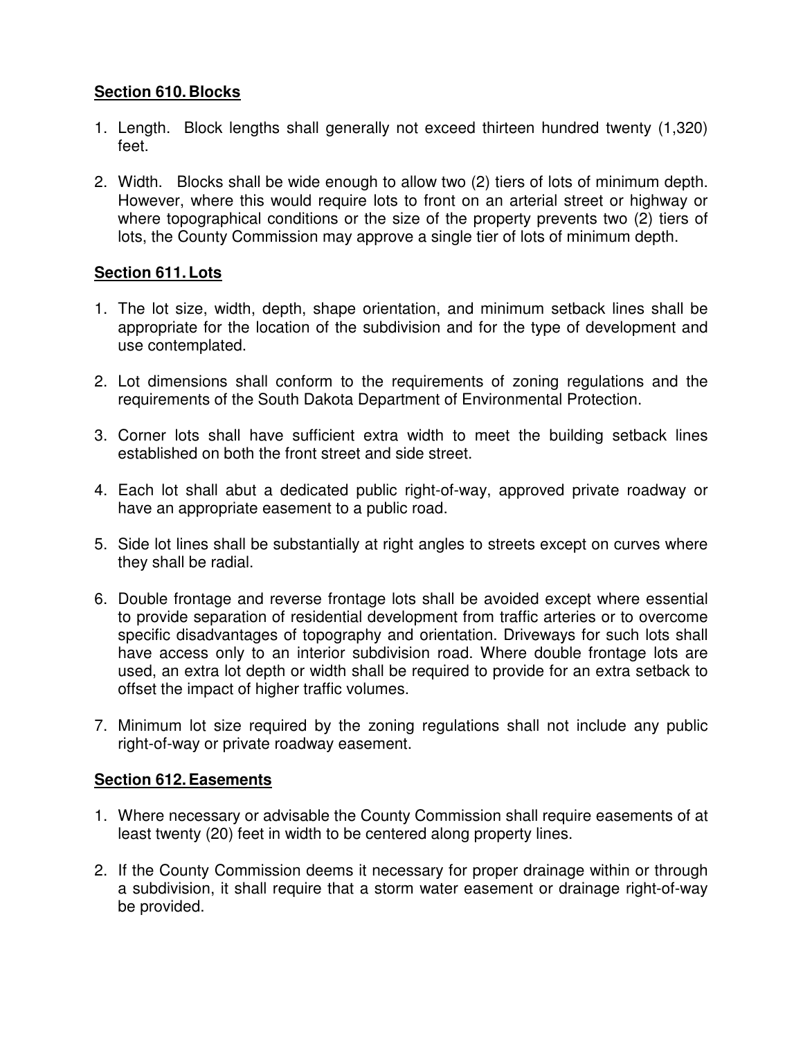## Section 610. Blocks

1. Length. Block lengths shall generally not exceed thirteen hundred twenty (1,320) feet.

2. Width. Blocks shall be wide enough to allow two (2) tiers of lots of minimum depth. However, where this would require lots to front on an arterial street or highway or where topographical conditions or the size of the property prevents two (2) tiers of lots, the County Commission may approve a single tier of lots of minimum depth.

## Section 611. Lots

1. The lot size, width, depth, shape orientation, and minimum setback lines shall be appropriate for the location of the subdivision and for the type of development and use contemplated.

2. Lot dimensions shall conform to the requirements of zoning regulations and the requirements of the South Dakota Department of Environmental Protection.

3. Corner lots shall have sufficient extra width to meet the building setback lines established on both the front street and side street.

4. Each lot shall abut a dedicated public right-of-way, approved private roadway or have an appropriate easement to a public road.

5. Side lot lines shall be substantially at right angles to streets except on curves where they shall be radial.

6. Double frontage and reverse frontage lots shall be avoided except where essential to provide separation of residential development from traffic arteries or to overcome specific disadvantages of topography and orientation. Driveways for such lots shall have access only to an interior subdivision road. Where double frontage lots are used, an extra lot depth or width shall be required to provide for an extra setback to offset the impact of higher traffic volumes.

7. Minimum lot size required by the zoning regulations shall not include any public right-of-way or private roadway easement.

## Section 612. Easements

1. Where necessary or advisable the County Commission shall require easements of at least twenty (20) feet in width to be centered along property lines.

2. If the County Commission deems it necessary for proper drainage within or through a subdivision, it shall require that a storm water easement or drainage right-of-way be provided.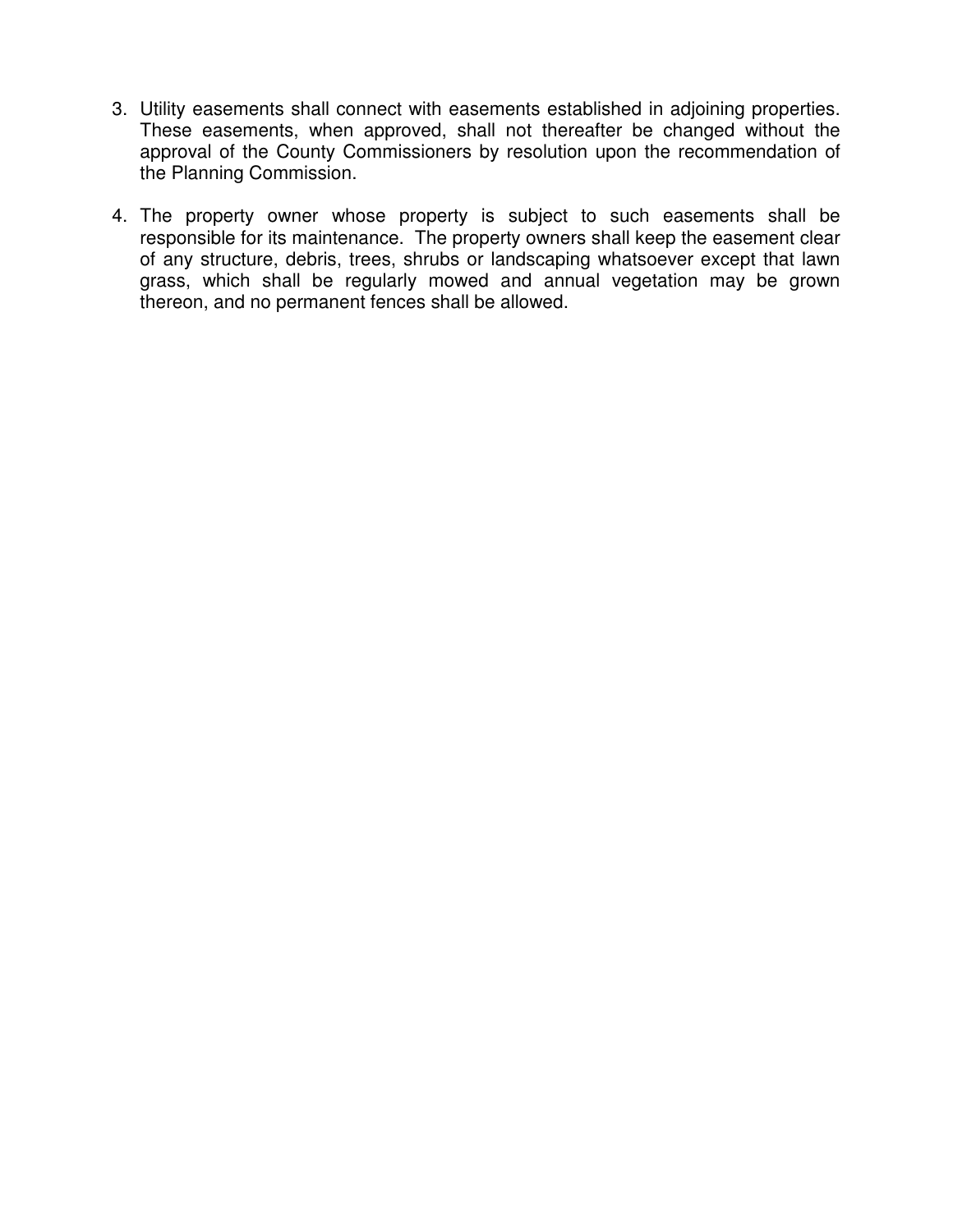3. Utility easements shall connect with easements established in adjoining properties. These easements, when approved, shall not thereafter be changed without the approval of the County Commissioners by resolution upon the recommendation of the Planning Commission.

4. The property owner whose property is subject to such easements shall be responsible for its maintenance. The property owners shall keep the easement clear of any structure, debris, trees, shrubs or landscaping whatsoever except that lawn grass, which shall be regularly mowed and annual vegetation may be grown thereon, and no permanent fences shall be allowed.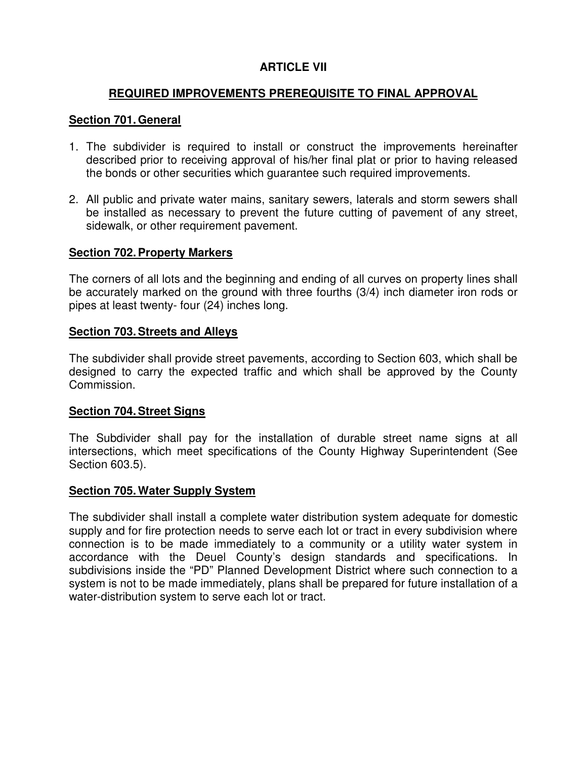# ARTICLE VII

## REQUIRED IMPROVEMENTS PREREQUISITE TO FINAL APPROVAL

### Section 701. General

1. The subdivider is required to install or construct the improvements hereinafter described prior to receiving approval of his/her final plat or prior to having released the bonds or other securities which guarantee such required improvements.

2. All public and private water mains, sanitary sewers, laterals and storm sewers shall be installed as necessary to prevent the future cutting of pavement of any street, sidewalk, or other requirement pavement.

### Section 702. Property Markers

The corners of all lots and the beginning and ending of all curves on property lines shall be accurately marked on the ground with three fourths (3/4) inch diameter iron rods or pipes at least twenty- four (24) inches long.

### Section 703. Streets and Alleys

The subdivider shall provide street pavements, according to Section 603, which shall be designed to carry the expected traffic and which shall be approved by the County Commission.

### Section 704. Street Signs

The Subdivider shall pay for the installation of durable street name signs at all intersections, which meet specifications of the County Highway Superintendent (See Section 603.5).

### Section 705. Water Supply System

The subdivider shall install a complete water distribution system adequate for domestic supply and for fire protection needs to serve each lot or tract in every subdivision where connection is to be made immediately to a community or a utility water system in accordance with the Deuel County's design standards and specifications. In subdivisions inside the "PD" Planned Development District where such connection to a system is not to be made immediately, plans shall be prepared for future installation of a water-distribution system to serve each lot or tract.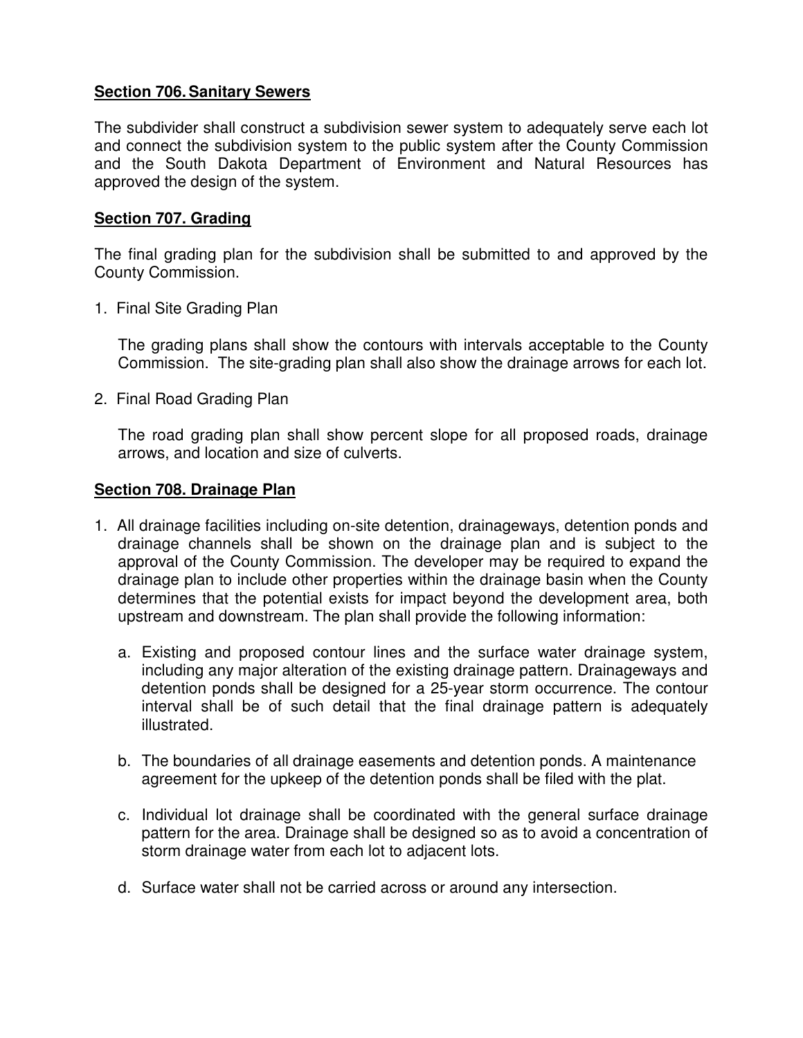## **Section 706. Sanitary Sewers**

The subdivider shall construct a subdivision sewer system to adequately serve each lot and connect the subdivision system to the public system after the County Commission and the South Dakota Department of Environment and Natural Resources has approved the design of the system.

## **Section 707. Grading**

The final grading plan for the subdivision shall be submitted to and approved by the County Commission.

1. Final Site Grading Plan

   The grading plans shall show the contours with intervals acceptable to the County Commission. The site-grading plan shall also show the drainage arrows for each lot.

2. Final Road Grading Plan

   The road grading plan shall show percent slope for all proposed roads, drainage arrows, and location and size of culverts.

## **Section 708. Drainage Plan**

1. All drainage facilities including on-site detention, drainageways, detention ponds and drainage channels shall be shown on the drainage plan and is subject to the approval of the County Commission. The developer may be required to expand the drainage plan to include other properties within the drainage basin when the County determines that the potential exists for impact beyond the development area, both upstream and downstream. The plan shall provide the following information:

   a. Existing and proposed contour lines and the surface water drainage system, including any major alteration of the existing drainage pattern. Drainageways and detention ponds shall be designed for a 25-year storm occurrence. The contour interval shall be of such detail that the final drainage pattern is adequately illustrated.

   b. The boundaries of all drainage easements and detention ponds. A maintenance agreement for the upkeep of the detention ponds shall be filed with the plat.

   c. Individual lot drainage shall be coordinated with the general surface drainage pattern for the area. Drainage shall be designed so as to avoid a concentration of storm drainage water from each lot to adjacent lots.

   d. Surface water shall not be carried across or around any intersection.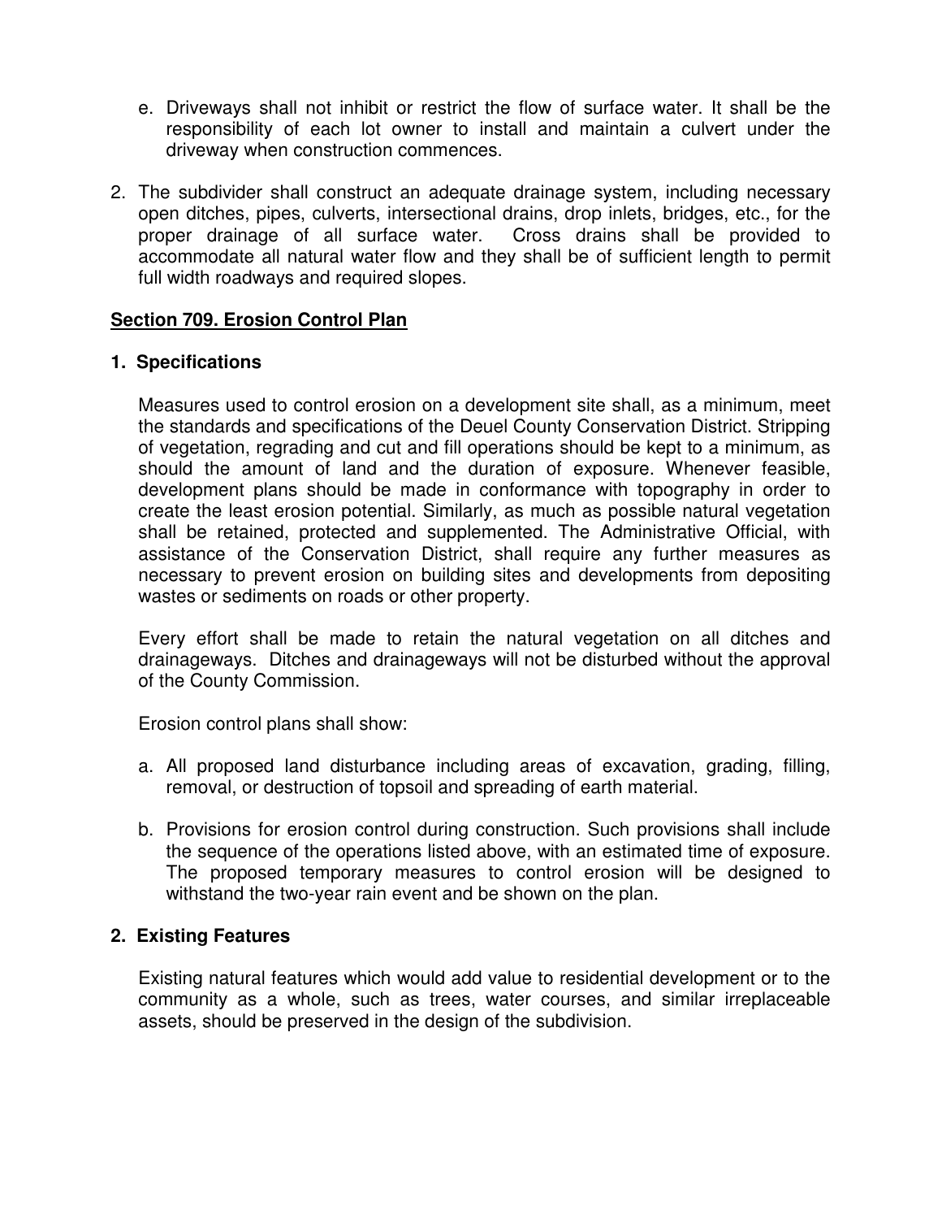e. Driveways shall not inhibit or restrict the flow of surface water. It shall be the responsibility of each lot owner to install and maintain a culvert under the driveway when construction commences.

2. The subdivider shall construct an adequate drainage system, including necessary open ditches, pipes, culverts, intersectional drains, drop inlets, bridges, etc., for the proper drainage of all surface water. Cross drains shall be provided to accommodate all natural water flow and they shall be of sufficient length to permit full width roadways and required slopes.

## Section 709. Erosion Control Plan

### 1. Specifications

Measures used to control erosion on a development site shall, as a minimum, meet the standards and specifications of the Deuel County Conservation District. Stripping of vegetation, regrading and cut and fill operations should be kept to a minimum, as should the amount of land and the duration of exposure. Whenever feasible, development plans should be made in conformance with topography in order to create the least erosion potential. Similarly, as much as possible natural vegetation shall be retained, protected and supplemented. The Administrative Official, with assistance of the Conservation District, shall require any further measures as necessary to prevent erosion on building sites and developments from depositing wastes or sediments on roads or other property.

Every effort shall be made to retain the natural vegetation on all ditches and drainageways. Ditches and drainageways will not be disturbed without the approval of the County Commission.

Erosion control plans shall show:

a. All proposed land disturbance including areas of excavation, grading, filling, removal, or destruction of topsoil and spreading of earth material.

b. Provisions for erosion control during construction. Such provisions shall include the sequence of the operations listed above, with an estimated time of exposure. The proposed temporary measures to control erosion will be designed to withstand the two-year rain event and be shown on the plan.

### 2. Existing Features

Existing natural features which would add value to residential development or to the community as a whole, such as trees, water courses, and similar irreplaceable assets, should be preserved in the design of the subdivision.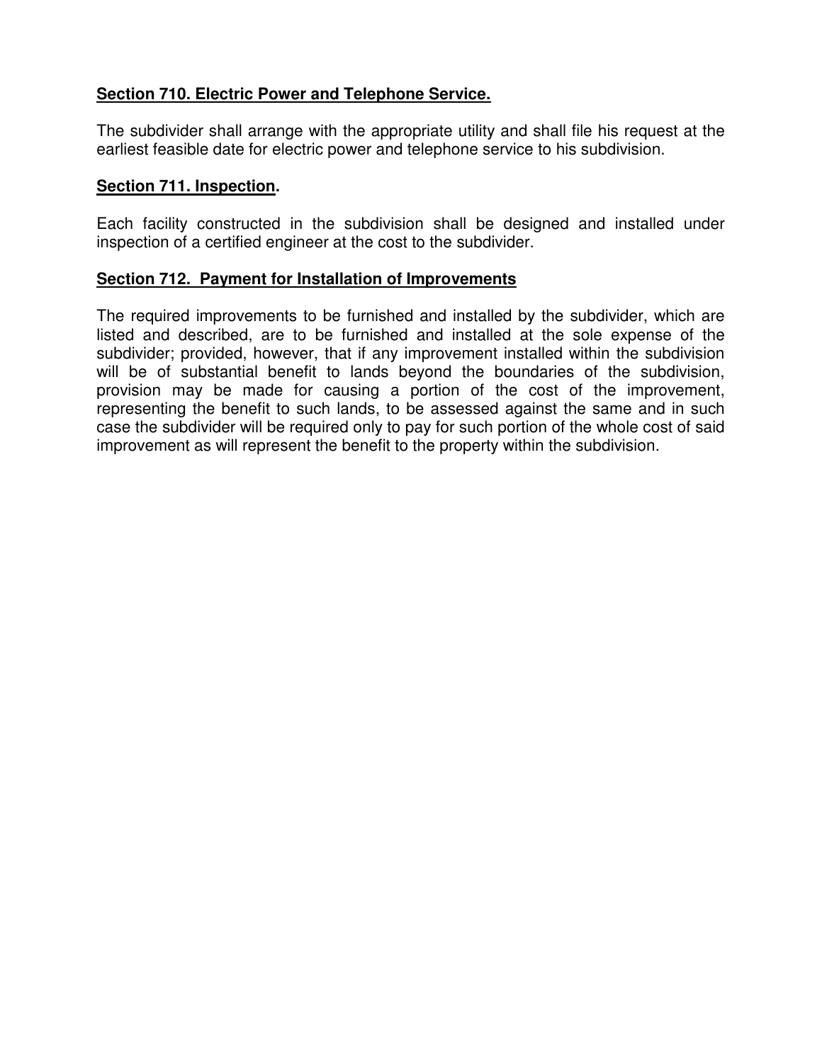## **Section 710. Electric Power and Telephone Service.**

The subdivider shall arrange with the appropriate utility and shall file his request at the earliest feasible date for electric power and telephone service to his subdivision.

## **Section 711. Inspection.**

Each facility constructed in the subdivision shall be designed and installed under inspection of a certified engineer at the cost to the subdivider.

## **Section 712. Payment for Installation of Improvements**

The required improvements to be furnished and installed by the subdivider, which are listed and described, are to be furnished and installed at the sole expense of the subdivider; provided, however, that if any improvement installed within the subdivision will be of substantial benefit to lands beyond the boundaries of the subdivision, provision may be made for causing a portion of the cost of the improvement, representing the benefit to such lands, to be assessed against the same and in such case the subdivider will be required only to pay for such portion of the whole cost of said improvement as will represent the benefit to the property within the subdivision.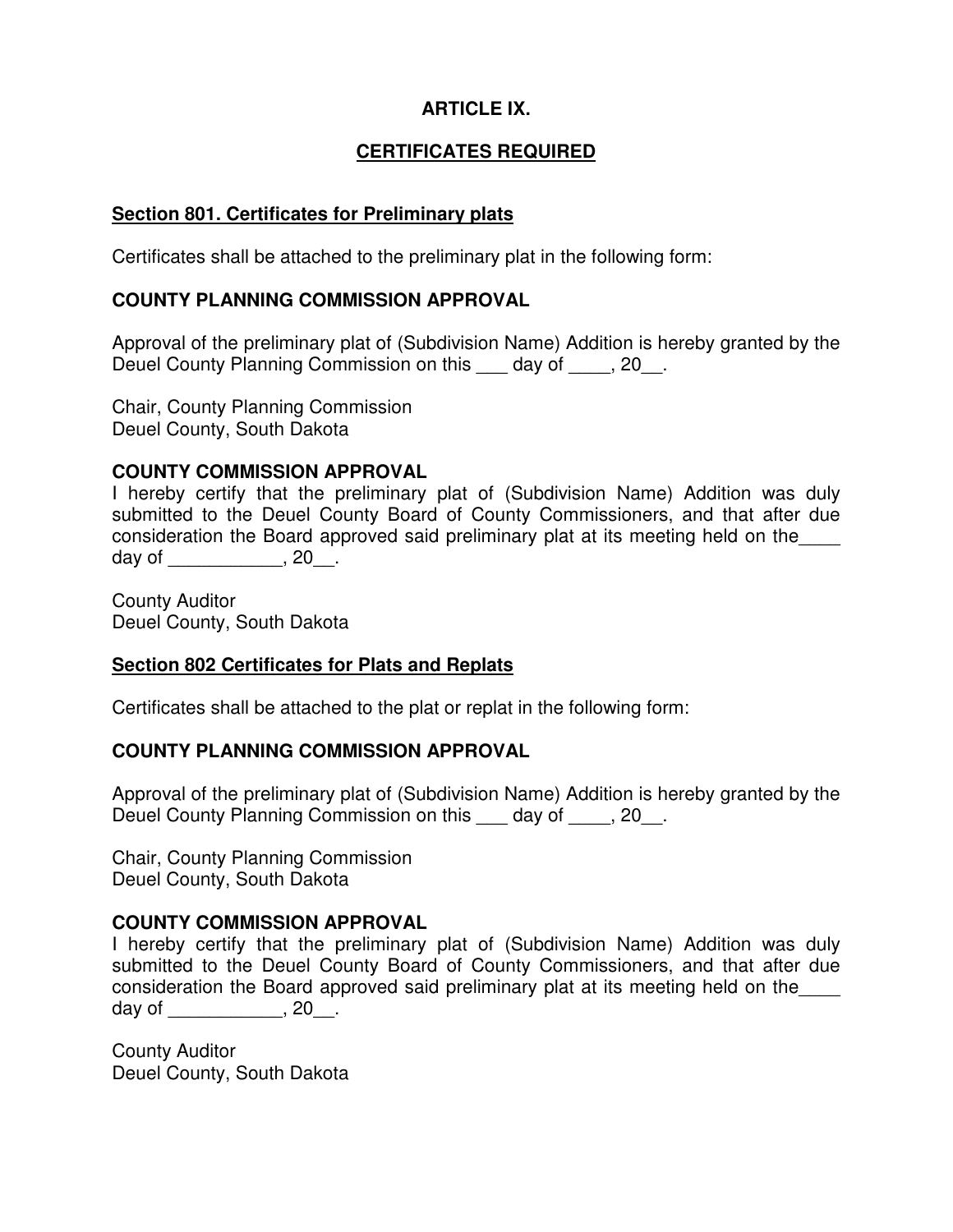# ARTICLE IX.

## CERTIFICATES REQUIRED

**Section 801. Certificates for Preliminary plats**

Certificates shall be attached to the preliminary plat in the following form:

**COUNTY PLANNING COMMISSION APPROVAL**

Approval of the preliminary plat of (Subdivision Name) Addition is hereby granted by the Deuel County Planning Commission on this ___ day of ____, 20__.

Chair, County Planning Commission
Deuel County, South Dakota

**COUNTY COMMISSION APPROVAL**

I hereby certify that the preliminary plat of (Subdivision Name) Addition was duly submitted to the Deuel County Board of County Commissioners, and that after due consideration the Board approved said preliminary plat at its meeting held on the____ day of ___________, 20__.

County Auditor
Deuel County, South Dakota

**Section 802 Certificates for Plats and Replats**

Certificates shall be attached to the plat or replat in the following form:

**COUNTY PLANNING COMMISSION APPROVAL**

Approval of the preliminary plat of (Subdivision Name) Addition is hereby granted by the Deuel County Planning Commission on this ___ day of ____, 20__.

Chair, County Planning Commission
Deuel County, South Dakota

**COUNTY COMMISSION APPROVAL**

I hereby certify that the preliminary plat of (Subdivision Name) Addition was duly submitted to the Deuel County Board of County Commissioners, and that after due consideration the Board approved said preliminary plat at its meeting held on the____ day of ___________, 20__.

County Auditor
Deuel County, South Dakota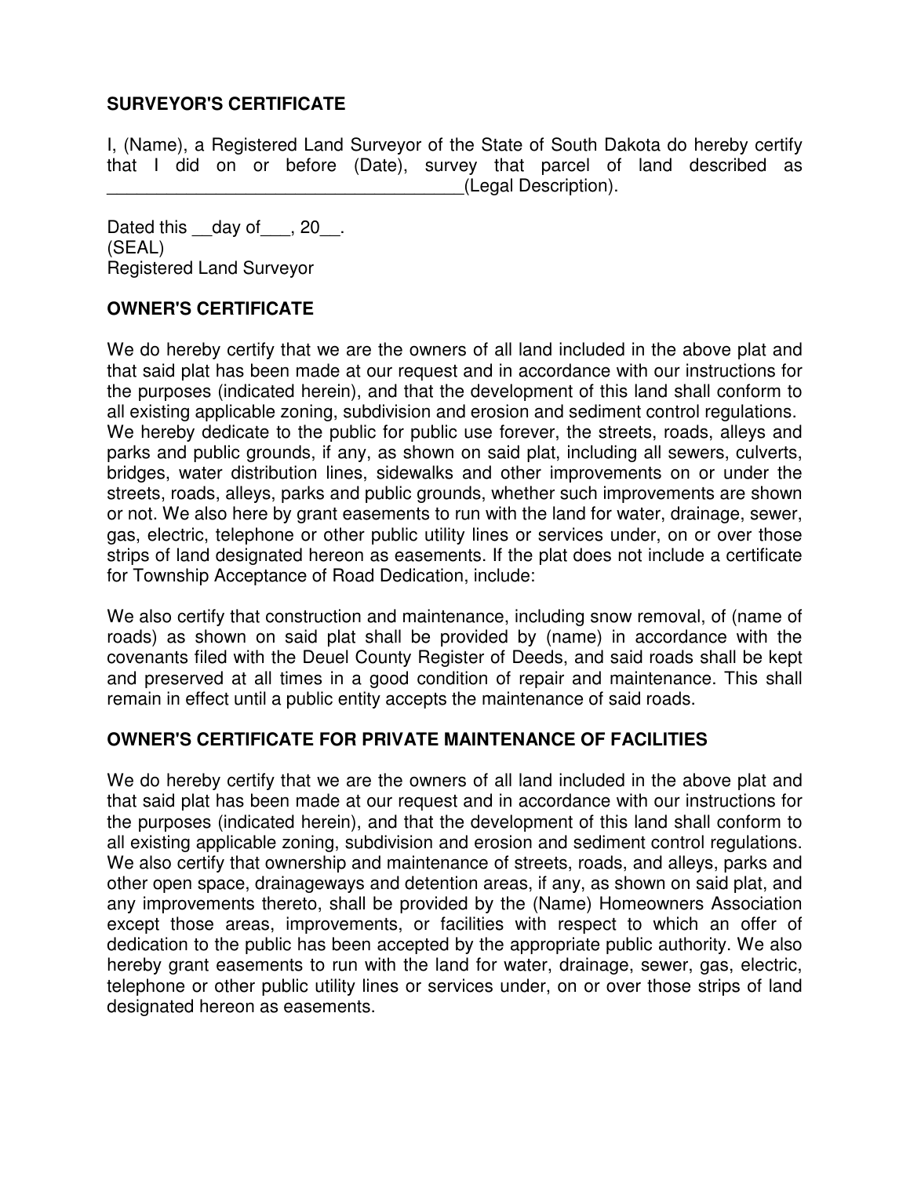## SURVEYOR'S CERTIFICATE

I, (Name), a Registered Land Surveyor of the State of South Dakota do hereby certify that I did on or before (Date), survey that parcel of land described as ____________________________________(Legal Description).

Dated this __day of___, 20__.
(SEAL)
Registered Land Surveyor

## OWNER'S CERTIFICATE

We do hereby certify that we are the owners of all land included in the above plat and that said plat has been made at our request and in accordance with our instructions for the purposes (indicated herein), and that the development of this land shall conform to all existing applicable zoning, subdivision and erosion and sediment control regulations. We hereby dedicate to the public for public use forever, the streets, roads, alleys and parks and public grounds, if any, as shown on said plat, including all sewers, culverts, bridges, water distribution lines, sidewalks and other improvements on or under the streets, roads, alleys, parks and public grounds, whether such improvements are shown or not. We also here by grant easements to run with the land for water, drainage, sewer, gas, electric, telephone or other public utility lines or services under, on or over those strips of land designated hereon as easements. If the plat does not include a certificate for Township Acceptance of Road Dedication, include:

We also certify that construction and maintenance, including snow removal, of (name of roads) as shown on said plat shall be provided by (name) in accordance with the covenants filed with the Deuel County Register of Deeds, and said roads shall be kept and preserved at all times in a good condition of repair and maintenance. This shall remain in effect until a public entity accepts the maintenance of said roads.

## OWNER'S CERTIFICATE FOR PRIVATE MAINTENANCE OF FACILITIES

We do hereby certify that we are the owners of all land included in the above plat and that said plat has been made at our request and in accordance with our instructions for the purposes (indicated herein), and that the development of this land shall conform to all existing applicable zoning, subdivision and erosion and sediment control regulations. We also certify that ownership and maintenance of streets, roads, and alleys, parks and other open space, drainageways and detention areas, if any, as shown on said plat, and any improvements thereto, shall be provided by the (Name) Homeowners Association except those areas, improvements, or facilities with respect to which an offer of dedication to the public has been accepted by the appropriate public authority. We also hereby grant easements to run with the land for water, drainage, sewer, gas, electric, telephone or other public utility lines or services under, on or over those strips of land designated hereon as easements.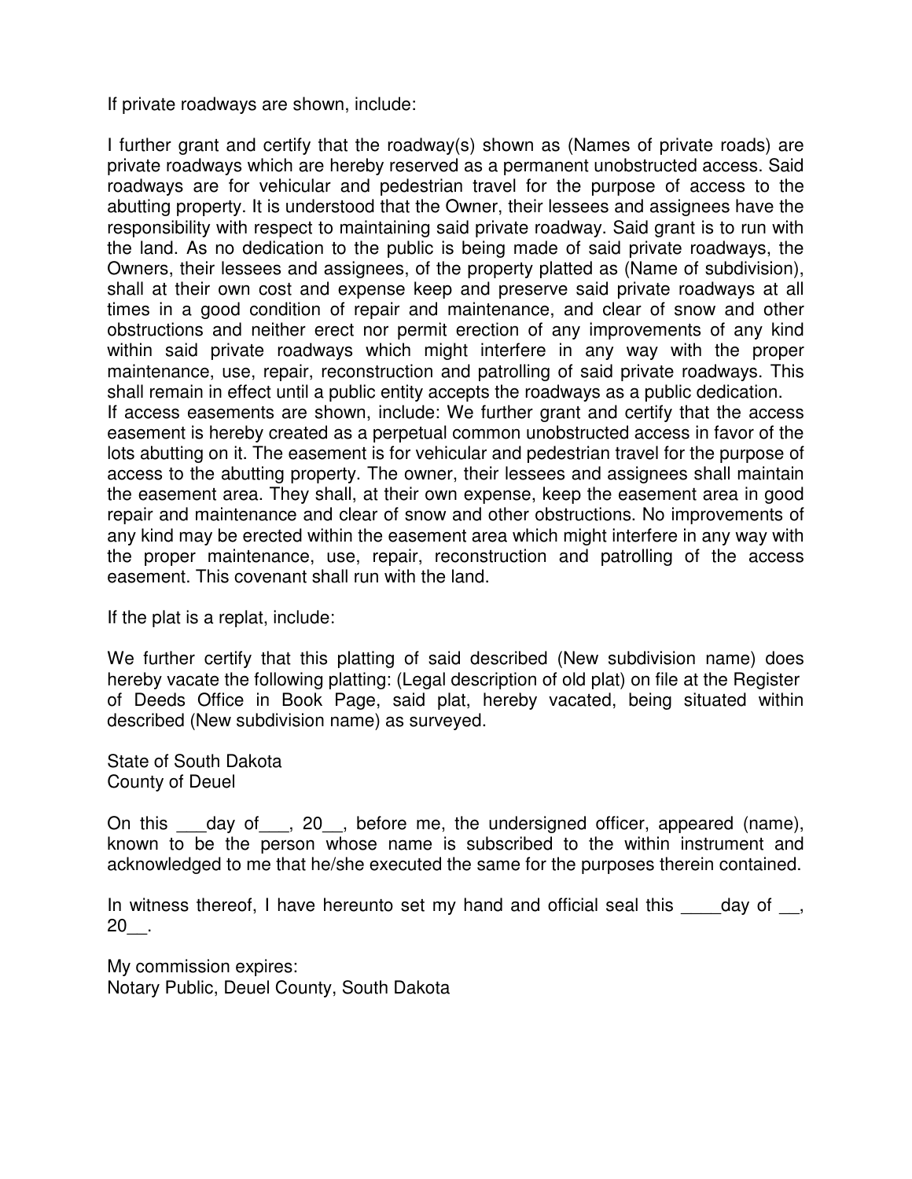If private roadways are shown, include:

I further grant and certify that the roadway(s) shown as (Names of private roads) are private roadways which are hereby reserved as a permanent unobstructed access. Said roadways are for vehicular and pedestrian travel for the purpose of access to the abutting property. It is understood that the Owner, their lessees and assignees have the responsibility with respect to maintaining said private roadway. Said grant is to run with the land. As no dedication to the public is being made of said private roadways, the Owners, their lessees and assignees, of the property platted as (Name of subdivision), shall at their own cost and expense keep and preserve said private roadways at all times in a good condition of repair and maintenance, and clear of snow and other obstructions and neither erect nor permit erection of any improvements of any kind within said private roadways which might interfere in any way with the proper maintenance, use, repair, reconstruction and patrolling of said private roadways. This shall remain in effect until a public entity accepts the roadways as a public dedication.
If access easements are shown, include: We further grant and certify that the access easement is hereby created as a perpetual common unobstructed access in favor of the lots abutting on it. The easement is for vehicular and pedestrian travel for the purpose of access to the abutting property. The owner, their lessees and assignees shall maintain the easement area. They shall, at their own expense, keep the easement area in good repair and maintenance and clear of snow and other obstructions. No improvements of any kind may be erected within the easement area which might interfere in any way with the proper maintenance, use, repair, reconstruction and patrolling of the access easement. This covenant shall run with the land.

If the plat is a replat, include:

We further certify that this platting of said described (New subdivision name) does hereby vacate the following platting: (Legal description of old plat) on file at the Register of Deeds Office in Book Page, said plat, hereby vacated, being situated within described (New subdivision name) as surveyed.

State of South Dakota
County of Deuel

On this ___day of___, 20__, before me, the undersigned officer, appeared (name), known to be the person whose name is subscribed to the within instrument and acknowledged to me that he/she executed the same for the purposes therein contained.

In witness thereof, I have hereunto set my hand and official seal this ____day of __, 20__.

My commission expires:
Notary Public, Deuel County, South Dakota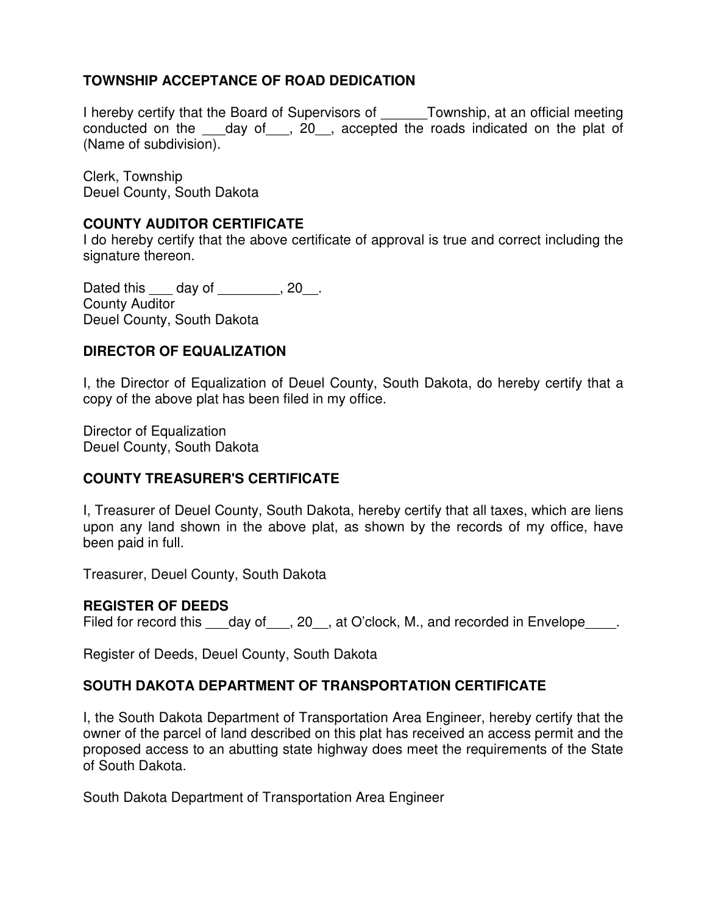**TOWNSHIP ACCEPTANCE OF ROAD DEDICATION**

I hereby certify that the Board of Supervisors of ______Township, at an official meeting conducted on the ___day of___, 20__, accepted the roads indicated on the plat of (Name of subdivision).

Clerk, Township
Deuel County, South Dakota

**COUNTY AUDITOR CERTIFICATE**

I do hereby certify that the above certificate of approval is true and correct including the signature thereon.

Dated this ___ day of ________, 20__.
County Auditor
Deuel County, South Dakota

**DIRECTOR OF EQUALIZATION**

I, the Director of Equalization of Deuel County, South Dakota, do hereby certify that a copy of the above plat has been filed in my office.

Director of Equalization
Deuel County, South Dakota

**COUNTY TREASURER'S CERTIFICATE**

I, Treasurer of Deuel County, South Dakota, hereby certify that all taxes, which are liens upon any land shown in the above plat, as shown by the records of my office, have been paid in full.

Treasurer, Deuel County, South Dakota

**REGISTER OF DEEDS**

Filed for record this ___day of___, 20__, at O'clock, M., and recorded in Envelope____.

Register of Deeds, Deuel County, South Dakota

**SOUTH DAKOTA DEPARTMENT OF TRANSPORTATION CERTIFICATE**

I, the South Dakota Department of Transportation Area Engineer, hereby certify that the owner of the parcel of land described on this plat has received an access permit and the proposed access to an abutting state highway does meet the requirements of the State of South Dakota.

South Dakota Department of Transportation Area Engineer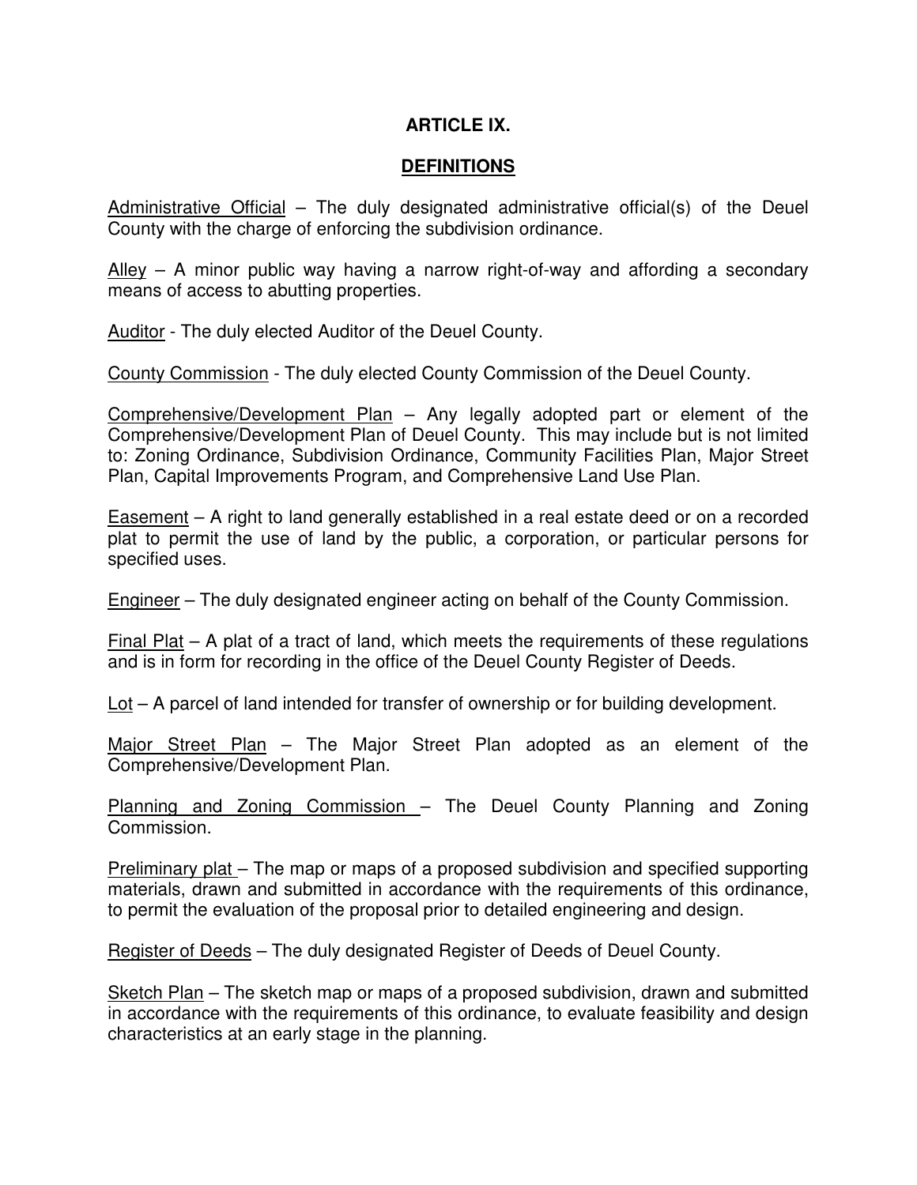# ARTICLE IX.

## DEFINITIONS

Administrative Official – The duly designated administrative official(s) of the Deuel County with the charge of enforcing the subdivision ordinance.

Alley – A minor public way having a narrow right-of-way and affording a secondary means of access to abutting properties.

Auditor - The duly elected Auditor of the Deuel County.

County Commission - The duly elected County Commission of the Deuel County.

Comprehensive/Development Plan – Any legally adopted part or element of the Comprehensive/Development Plan of Deuel County. This may include but is not limited to: Zoning Ordinance, Subdivision Ordinance, Community Facilities Plan, Major Street Plan, Capital Improvements Program, and Comprehensive Land Use Plan.

Easement – A right to land generally established in a real estate deed or on a recorded plat to permit the use of land by the public, a corporation, or particular persons for specified uses.

Engineer – The duly designated engineer acting on behalf of the County Commission.

Final Plat – A plat of a tract of land, which meets the requirements of these regulations and is in form for recording in the office of the Deuel County Register of Deeds.

Lot – A parcel of land intended for transfer of ownership or for building development.

Major Street Plan – The Major Street Plan adopted as an element of the Comprehensive/Development Plan.

Planning and Zoning Commission – The Deuel County Planning and Zoning Commission.

Preliminary plat – The map or maps of a proposed subdivision and specified supporting materials, drawn and submitted in accordance with the requirements of this ordinance, to permit the evaluation of the proposal prior to detailed engineering and design.

Register of Deeds – The duly designated Register of Deeds of Deuel County.

Sketch Plan – The sketch map or maps of a proposed subdivision, drawn and submitted in accordance with the requirements of this ordinance, to evaluate feasibility and design characteristics at an early stage in the planning.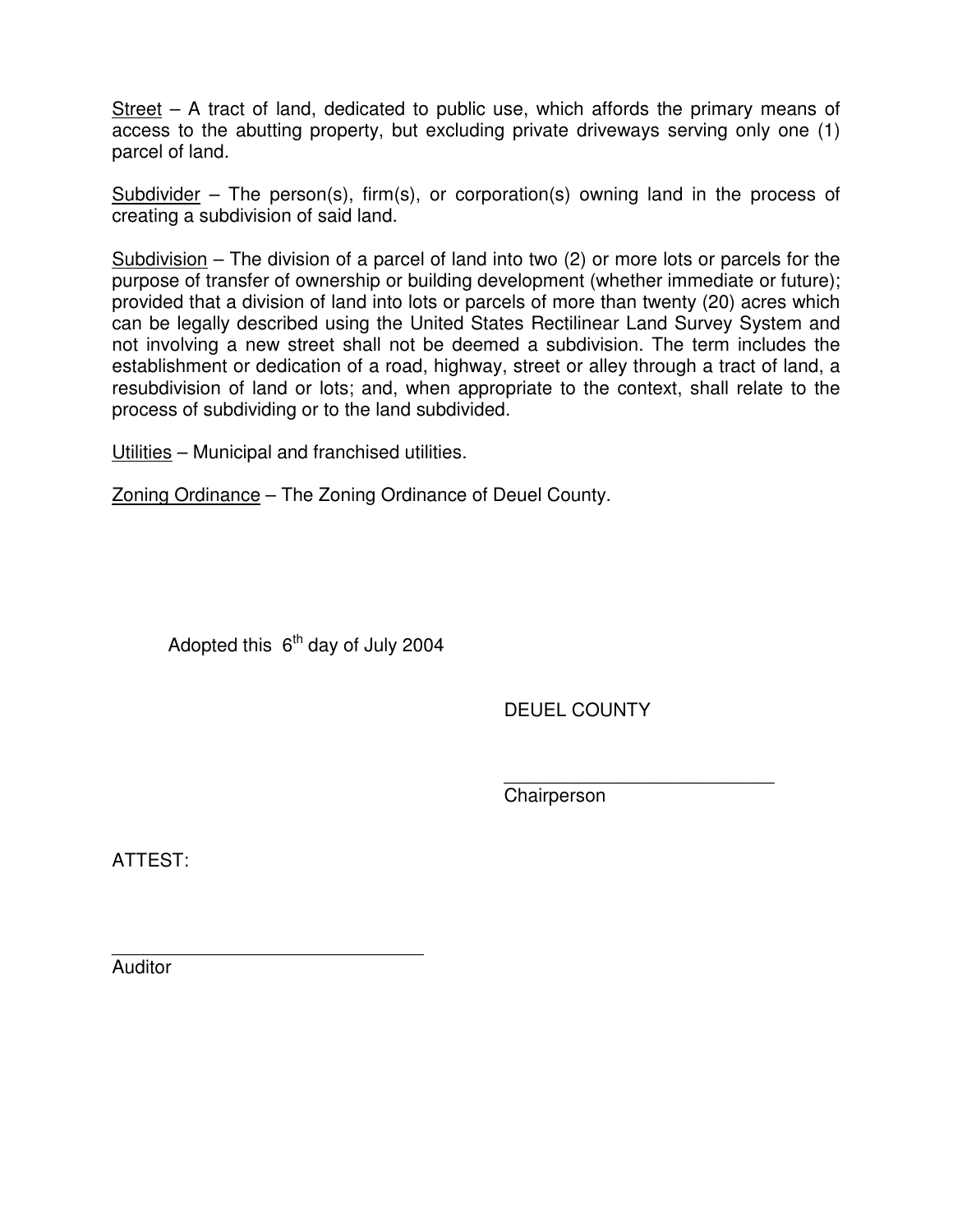<u>Street</u> – A tract of land, dedicated to public use, which affords the primary means of access to the abutting property, but excluding private driveways serving only one (1) parcel of land.

<u>Subdivider</u> – The person(s), firm(s), or corporation(s) owning land in the process of creating a subdivision of said land.

<u>Subdivision</u> – The division of a parcel of land into two (2) or more lots or parcels for the purpose of transfer of ownership or building development (whether immediate or future); provided that a division of land into lots or parcels of more than twenty (20) acres which can be legally described using the United States Rectilinear Land Survey System and not involving a new street shall not be deemed a subdivision. The term includes the establishment or dedication of a road, highway, street or alley through a tract of land, a resubdivision of land or lots; and, when appropriate to the context, shall relate to the process of subdividing or to the land subdivided.

<u>Utilities</u> – Municipal and franchised utilities.

<u>Zoning Ordinance</u> – The Zoning Ordinance of Deuel County.

Adopted this 6th day of July 2004

DEUEL COUNTY

___________________________
Chairperson

ATTEST:

_______________________________
Auditor